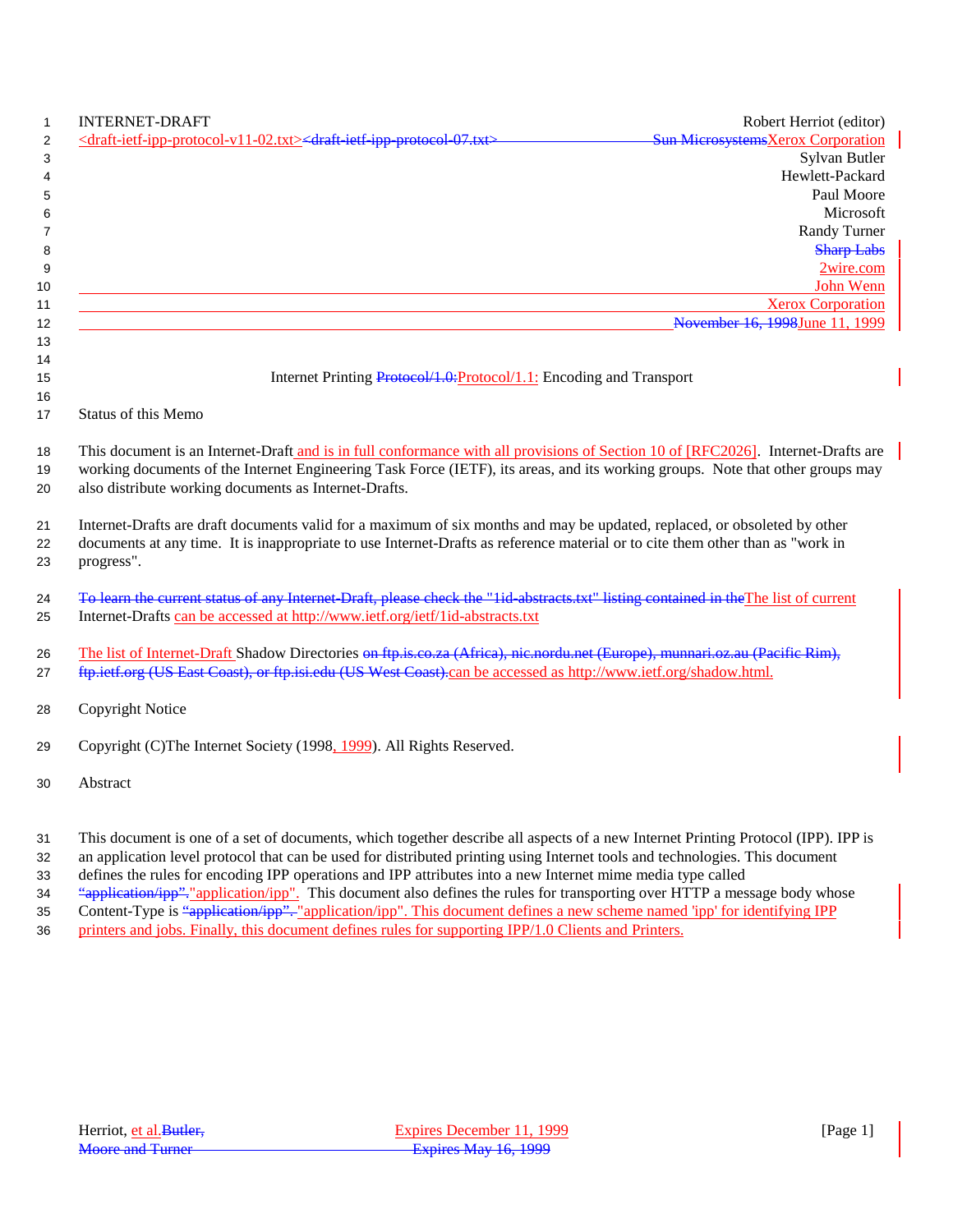INTERNET-DRAFT Robert Herriot (editor)
<draft-ietf-ipp-protocol-v11-02.txt><draft-ietf-ipp-protocol-07.txt> Sun MicrosystemsXerox Corporation
Sylvan Butler
Hewlett-Packard
Paul Moore
Microsoft
Randy Turner
Sharp Labs
2wire.com
John Wenn
Xerox Corporation
November 16, 1998June 11, 1999

Internet Printing Protocol/1.0:Protocol/1.1: Encoding and Transport

## Status of this Memo

This document is an Internet-Draft and is in full conformance with all provisions of Section 10 of [RFC2026]. Internet-Drafts are working documents of the Internet Engineering Task Force (IETF), its areas, and its working groups. Note that other groups may also distribute working documents as Internet-Drafts.

Internet-Drafts are draft documents valid for a maximum of six months and may be updated, replaced, or obsoleted by other documents at any time. It is inappropriate to use Internet-Drafts as reference material or to cite them other than as "work in progress".

To learn the current status of any Internet-Draft, please check the "1id-abstracts.txt" listing contained in theThe list of current Internet-Drafts can be accessed at http://www.ietf.org/ietf/1id-abstracts.txt

The list of Internet-Draft Shadow Directories on ftp.is.co.za (Africa), nic.nordu.net (Europe), munnari.oz.au (Pacific Rim), ftp.ietf.org (US East Coast), or ftp.isi.edu (US West Coast).can be accessed as http://www.ietf.org/shadow.html.

## Copyright Notice

Copyright (C)The Internet Society (1998, 1999). All Rights Reserved.

## Abstract

This document is one of a set of documents, which together describe all aspects of a new Internet Printing Protocol (IPP). IPP is an application level protocol that can be used for distributed printing using Internet tools and technologies. This document defines the rules for encoding IPP operations and IPP attributes into a new Internet mime media type called "application/ipp"."application/ipp". This document also defines the rules for transporting over HTTP a message body whose Content-Type is "application/ipp". "application/ipp". This document defines a new scheme named 'ipp' for identifying IPP printers and jobs. Finally, this document defines rules for supporting IPP/1.0 Clients and Printers.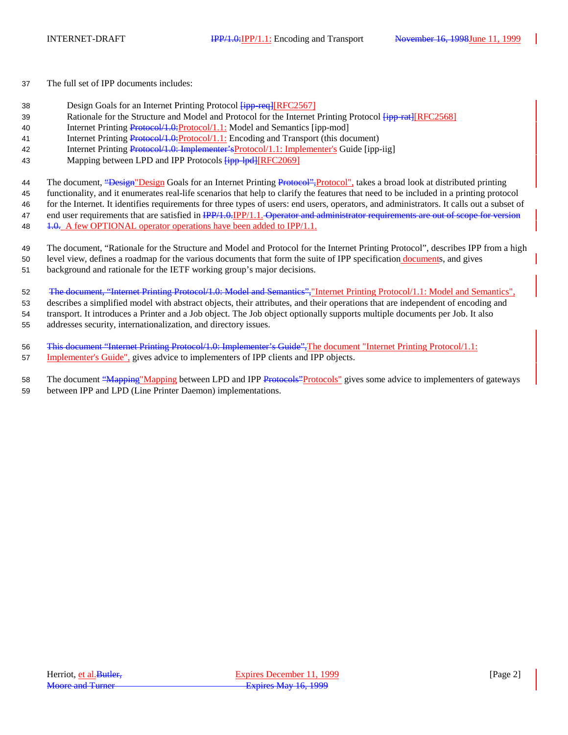The full set of IPP documents includes:

- Design Goals for an Internet Printing Protocol ~~[ipp-req]~~[RFC2567]
- Rationale for the Structure and Model and Protocol for the Internet Printing Protocol ~~[ipp-rat]~~[RFC2568]
- Internet Printing ~~Protocol/1.0:~~Protocol/1.1: Model and Semantics [ipp-mod]
- Internet Printing ~~Protocol/1.0:~~Protocol/1.1: Encoding and Transport (this document)
- Internet Printing ~~Protocol/1.0: Implementer's~~Protocol/1.1: Implementer's Guide [ipp-iig]
- Mapping between LPD and IPP Protocols ~~[ipp-lpd]~~[RFC2069]

The document, ~~"Design~~"Design Goals for an Internet Printing ~~Protocol",~~Protocol", takes a broad look at distributed printing functionality, and it enumerates real-life scenarios that help to clarify the features that need to be included in a printing protocol for the Internet. It identifies requirements for three types of users: end users, operators, and administrators. It calls out a subset of end user requirements that are satisfied in ~~IPP/1.0.~~IPP/1.1. ~~Operator and administrator requirements are out of scope for version 1.0.~~ A few OPTIONAL operator operations have been added to IPP/1.1.

The document, "Rationale for the Structure and Model and Protocol for the Internet Printing Protocol", describes IPP from a high level view, defines a roadmap for the various documents that form the suite of IPP specification documents, and gives background and rationale for the IETF working group's major decisions.

~~The document, "Internet Printing Protocol/1.0: Model and Semantics",~~"Internet Printing Protocol/1.1: Model and Semantics", describes a simplified model with abstract objects, their attributes, and their operations that are independent of encoding and transport. It introduces a Printer and a Job object. The Job object optionally supports multiple documents per Job. It also addresses security, internationalization, and directory issues.

~~This document "Internet Printing Protocol/1.0: Implementer's Guide",~~The document "Internet Printing Protocol/1.1: Implementer's Guide", gives advice to implementers of IPP clients and IPP objects.

The document ~~"Mapping~~"Mapping between LPD and IPP ~~Protocols"~~Protocols" gives some advice to implementers of gateways between IPP and LPD (Line Printer Daemon) implementations.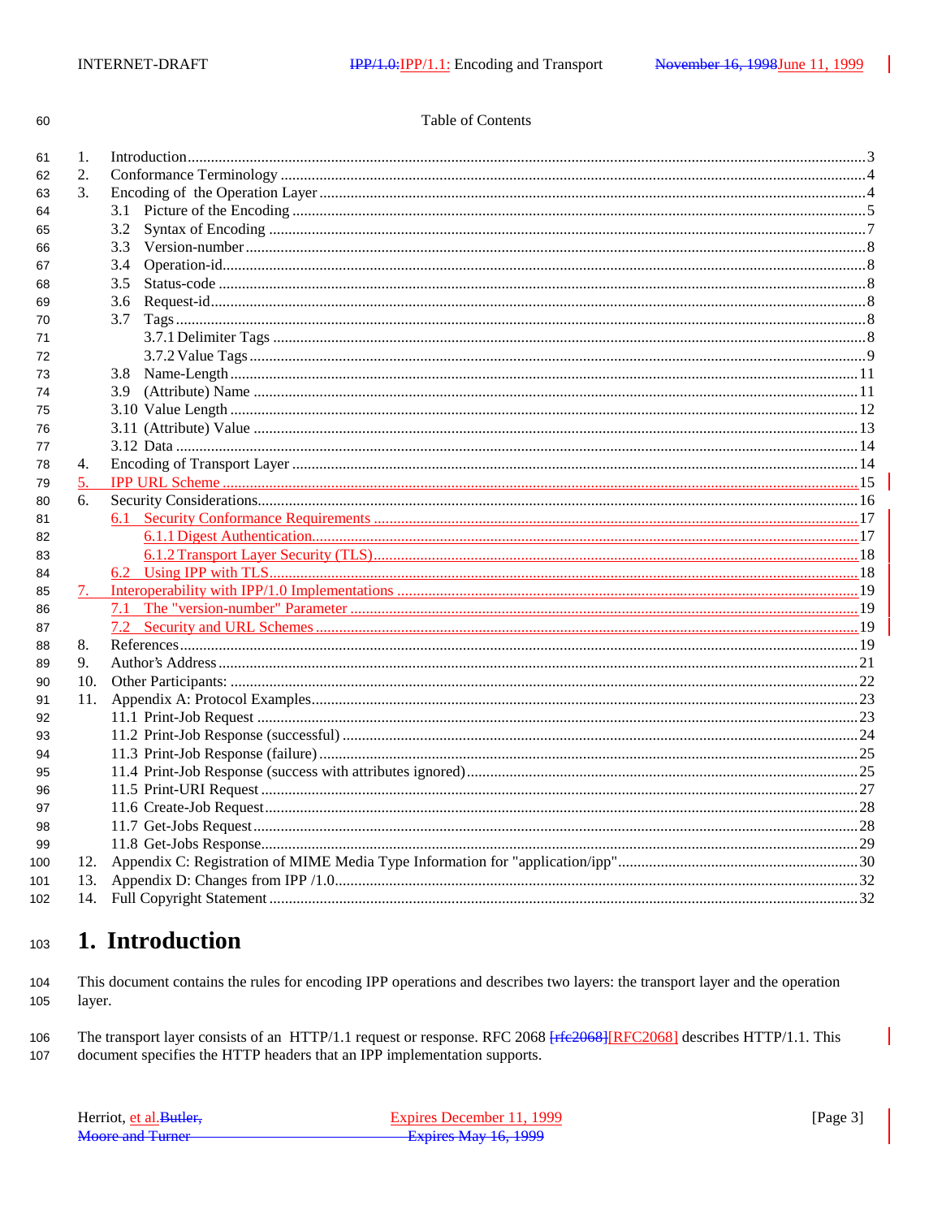Table of Contents

1. Introduction ....................................................................................................3
2. Conformance Terminology ....................................................................................4
3. Encoding of the Operation Layer ..........................................................................4
   - 3.1 Picture of the Encoding ..................................................................................5
   - 3.2 Syntax of Encoding .........................................................................................7
   - 3.3 Version-number ..............................................................................................8
   - 3.4 Operation-id ....................................................................................................8
   - 3.5 Status-code .....................................................................................................8
   - 3.6 Request-id .......................................................................................................8
   - 3.7 Tags .................................................................................................................8
     - 3.7.1 Delimiter Tags ..............................................................................................8
     - 3.7.2 Value Tags ....................................................................................................9
   - 3.8 Name-Length ..................................................................................................11
   - 3.9 (Attribute) Name ............................................................................................11
   - 3.10 Value Length .................................................................................................12
   - 3.11 (Attribute) Value ...........................................................................................13
   - 3.12 Data ...............................................................................................................14
4. Encoding of Transport Layer ...............................................................................14
5. IPP URL Scheme ..................................................................................................15
6. Security Considerations .......................................................................................16
   - 6.1 Security Conformance Requirements ..............................................................17
     - 6.1.1 Digest Authentication .................................................................................17
     - 6.1.2 Transport Layer Security (TLS) ...................................................................18
   - 6.2 Using IPP with TLS ..........................................................................................18
7. Interoperability with IPP/1.0 Implementations ......................................................19
   - 7.1 The "version-number" Parameter ...................................................................19
   - 7.2 Security and URL Schemes .............................................................................19
8. References ..........................................................................................................19
9. Author's Address .................................................................................................21
10. Other Participants: ............................................................................................22
11. Appendix A: Protocol Examples .........................................................................23
    - 11.1 Print-Job Request .........................................................................................23
    - 11.2 Print-Job Response (successful) ...................................................................24
    - 11.3 Print-Job Response (failure) .........................................................................25
    - 11.4 Print-Job Response (success with attributes ignored) ...................................25
    - 11.5 Print-URI Request .........................................................................................27
    - 11.6 Create-Job Request .......................................................................................28
    - 11.7 Get-Jobs Request ..........................................................................................28
    - 11.8 Get-Jobs Response ........................................................................................29
12. Appendix C: Registration of MIME Media Type Information for "application/ipp" .............30
13. Appendix D: Changes from IPP /1.0 ...................................................................32
14. Full Copyright Statement ...................................................................................32

# 1. Introduction

This document contains the rules for encoding IPP operations and describes two layers: the transport layer and the operation layer.

The transport layer consists of an HTTP/1.1 request or response. RFC 2068 ~~[rfc2068]~~[RFC2068] describes HTTP/1.1. This document specifies the HTTP headers that an IPP implementation supports.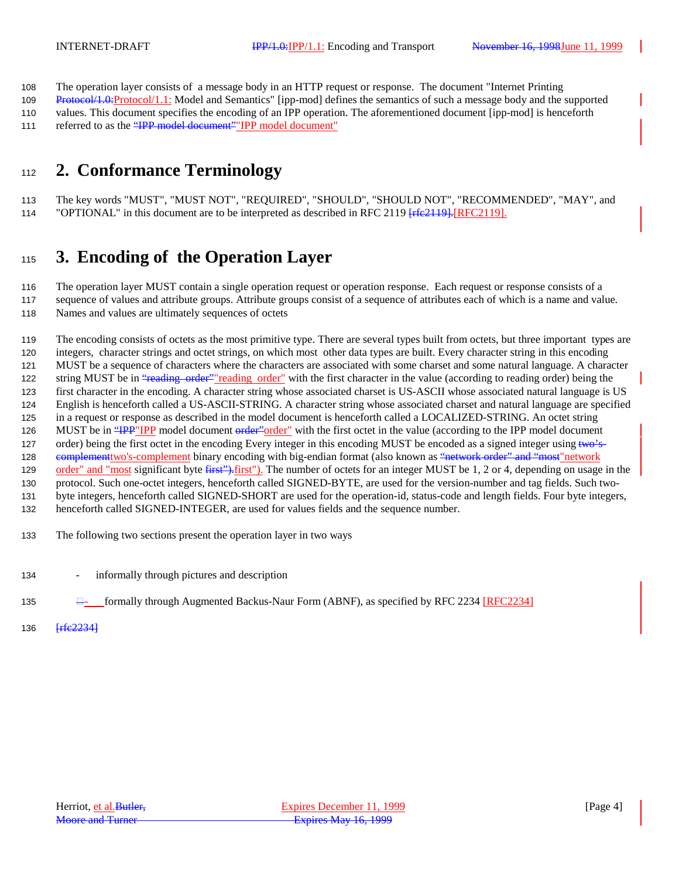The operation layer consists of a message body in an HTTP request or response. The document "Internet Printing Protocol/1.0:Protocol/1.1: Model and Semantics" [ipp-mod] defines the semantics of such a message body and the supported values. This document specifies the encoding of an IPP operation. The aforementioned document [ipp-mod] is henceforth referred to as the "IPP model document""IPP model document"

# 2. Conformance Terminology

The key words "MUST", "MUST NOT", "REQUIRED", "SHOULD", "SHOULD NOT", "RECOMMENDED", "MAY", and "OPTIONAL" in this document are to be interpreted as described in RFC 2119 [rfc2119].[RFC2119].

# 3. Encoding of the Operation Layer

The operation layer MUST contain a single operation request or operation response. Each request or response consists of a sequence of values and attribute groups. Attribute groups consist of a sequence of attributes each of which is a name and value. Names and values are ultimately sequences of octets

The encoding consists of octets as the most primitive type. There are several types built from octets, but three important types are integers, character strings and octet strings, on which most other data types are built. Every character string in this encoding MUST be a sequence of characters where the characters are associated with some charset and some natural language. A character string MUST be in "reading order""reading order" with the first character in the value (according to reading order) being the first character in the encoding. A character string whose associated charset is US-ASCII whose associated natural language is US English is henceforth called a US-ASCII-STRING. A character string whose associated charset and natural language are specified in a request or response as described in the model document is henceforth called a LOCALIZED-STRING. An octet string MUST be in "IPP"IPP model document order"order" with the first octet in the value (according to the IPP model document order) being the first octet in the encoding Every integer in this encoding MUST be encoded as a signed integer using two's-complementtwo's-complement binary encoding with big-endian format (also known as "network order" and "most"network order" and "most significant byte first").first"). The number of octets for an integer MUST be 1, 2 or 4, depending on usage in the protocol. Such one-octet integers, henceforth called SIGNED-BYTE, are used for the version-number and tag fields. Such two-byte integers, henceforth called SIGNED-SHORT are used for the operation-id, status-code and length fields. Four byte integers, henceforth called SIGNED-INTEGER, are used for values fields and the sequence number.

The following two sections present the operation layer in two ways

- informally through pictures and description
- formally through Augmented Backus-Naur Form (ABNF), as specified by RFC 2234 [RFC2234]

[rfc2234]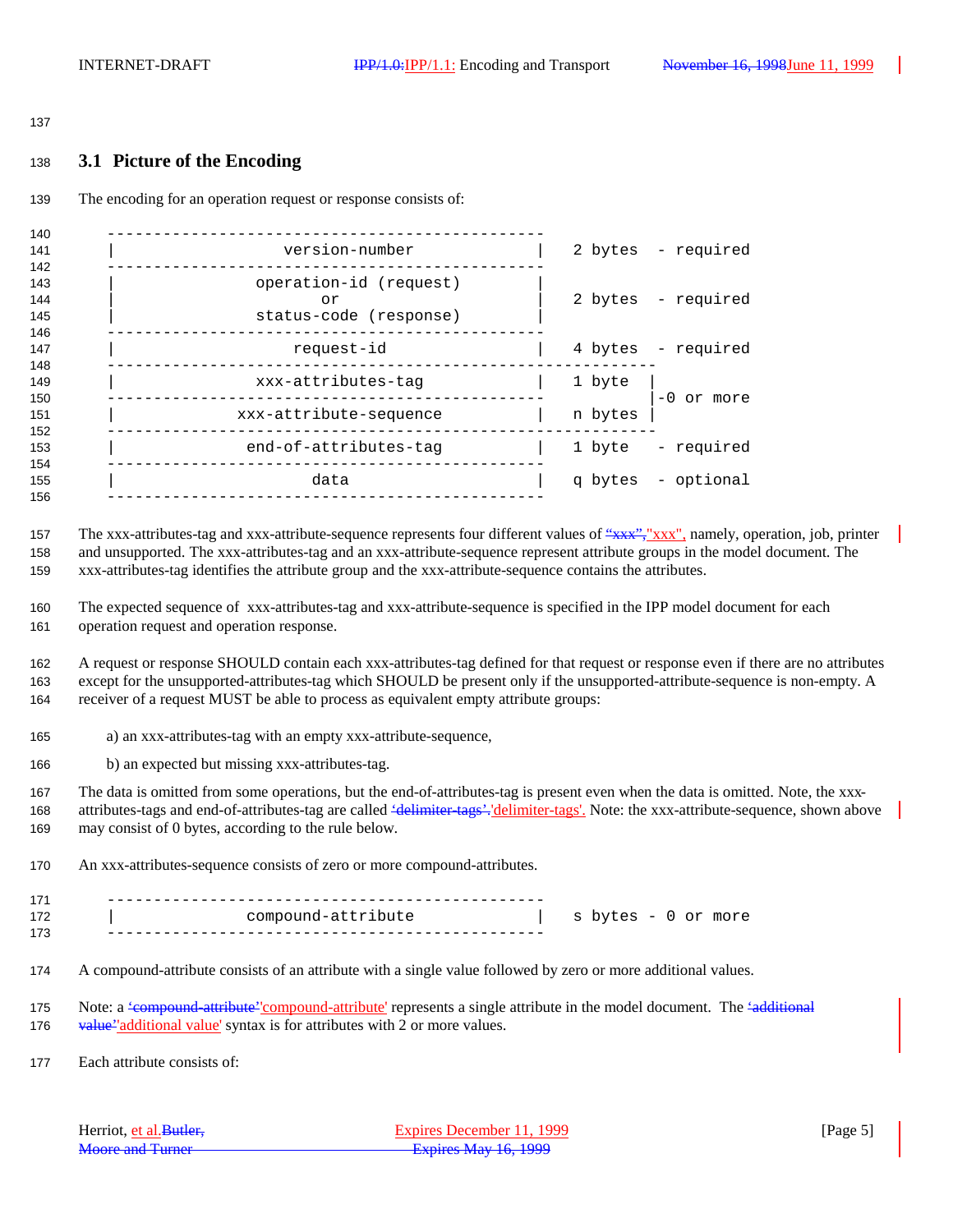## 3.1 Picture of the Encoding

The encoding for an operation request or response consists of:

```
    -----------------------------------------------
    |                  version-number             |   2 bytes  - required
    -----------------------------------------------
    |               operation-id (request)        |
    |                      or                     |   2 bytes  - required
    |               status-code (response)        |
    -----------------------------------------------
    |                   request-id                |   4 bytes  - required
    -----------------------------------------------------------
    |               xxx-attributes-tag            |   1 byte  |
    -----------------------------------------------           |-0 or more
    |             xxx-attribute-sequence          |   n bytes |
    -----------------------------------------------------------
    |              end-of-attributes-tag          |   1 byte   - required
    -----------------------------------------------
    |                     data                    |   q bytes  - optional
    -----------------------------------------------
```

The xxx-attributes-tag and xxx-attribute-sequence represents four different values of "xxx", namely, operation, job, printer and unsupported. The xxx-attributes-tag and an xxx-attribute-sequence represent attribute groups in the model document. The xxx-attributes-tag identifies the attribute group and the xxx-attribute-sequence contains the attributes.

The expected sequence of xxx-attributes-tag and xxx-attribute-sequence is specified in the IPP model document for each operation request and operation response.

A request or response SHOULD contain each xxx-attributes-tag defined for that request or response even if there are no attributes except for the unsupported-attributes-tag which SHOULD be present only if the unsupported-attribute-sequence is non-empty. A receiver of a request MUST be able to process as equivalent empty attribute groups:

a) an xxx-attributes-tag with an empty xxx-attribute-sequence,

b) an expected but missing xxx-attributes-tag.

The data is omitted from some operations, but the end-of-attributes-tag is present even when the data is omitted. Note, the xxx-attributes-tags and end-of-attributes-tag are called 'delimiter-tags'. Note: the xxx-attribute-sequence, shown above may consist of 0 bytes, according to the rule below.

An xxx-attributes-sequence consists of zero or more compound-attributes.

```
    -----------------------------------------------
    |               compound-attribute            |   s bytes - 0 or more
    -----------------------------------------------
```

A compound-attribute consists of an attribute with a single value followed by zero or more additional values.

Note: a 'compound-attribute' represents a single attribute in the model document. The 'additional value' syntax is for attributes with 2 or more values.

Each attribute consists of: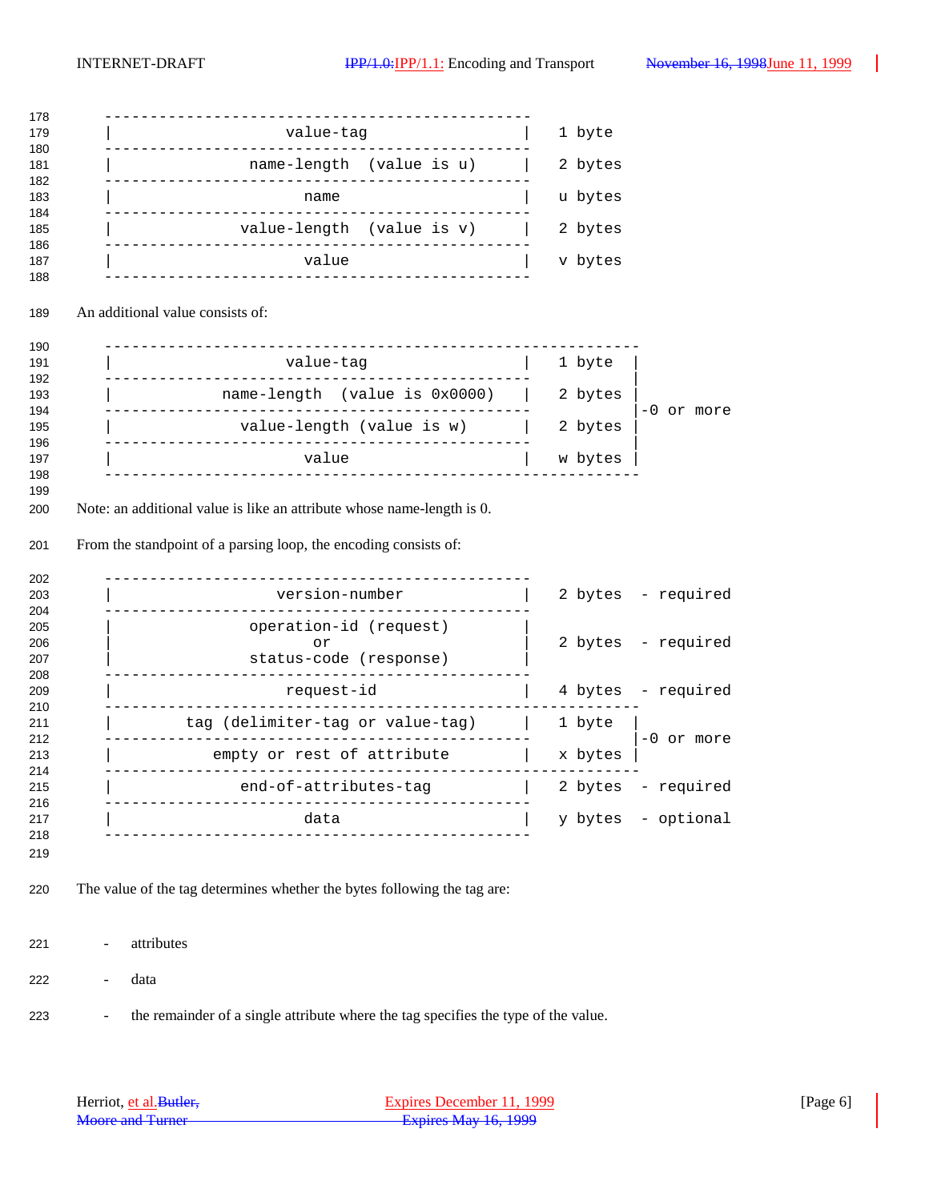```
-----------------------------------------------
|                  value-tag                  |   1 byte
-----------------------------------------------
|            name-length  (value is u)        |   2 bytes
-----------------------------------------------
|                     name                    |   u bytes
-----------------------------------------------
|           value-length  (value is v)        |   2 bytes
-----------------------------------------------
|                     value                   |   v bytes
-----------------------------------------------
```

An additional value consists of:

```
-----------------------------------------------------------
|                  value-tag                  |   1 byte  |
-----------------------------------------------            |
|          name-length  (value is 0x0000)     |   2 bytes |
-----------------------------------------------            |-0 or more
|           value-length (value is w)         |   2 bytes |
-----------------------------------------------            |
|                     value                   |   w bytes |
-----------------------------------------------------------
```

Note: an additional value is like an attribute whose name-length is 0.

From the standpoint of a parsing loop, the encoding consists of:

```
-----------------------------------------------
|                version-number               |   2 bytes  - required
-----------------------------------------------
|            operation-id (request)           |
|                    or                       |   2 bytes  - required
|            status-code (response)           |
-----------------------------------------------
|                  request-id                 |   4 bytes  - required
-----------------------------------------------------------
|        tag (delimiter-tag or value-tag)     |   1 byte  |
-----------------------------------------------            |-0 or more
|          empty or rest of attribute         |   x bytes |
-----------------------------------------------------------
|             end-of-attributes-tag           |   2 bytes  - required
-----------------------------------------------
|                     data                    |   y bytes  - optional
-----------------------------------------------
```

The value of the tag determines whether the bytes following the tag are:

- attributes
- data
- the remainder of a single attribute where the tag specifies the type of the value.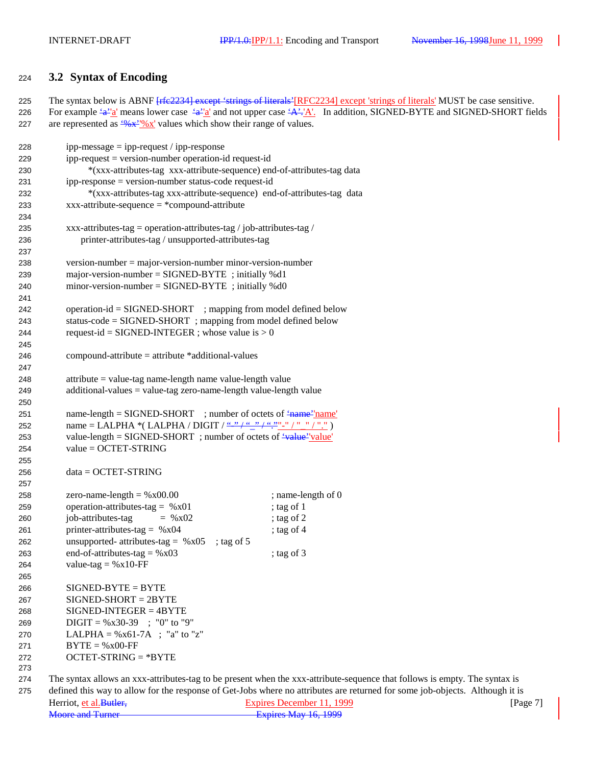## 3.2 Syntax of Encoding

The syntax below is ABNF [rfc2234] except 'strings of literals'[RFC2234] except 'strings of literals' MUST be case sensitive. For example 'a''a' means lower case 'a''a' and not upper case 'A'.'A'. In addition, SIGNED-BYTE and SIGNED-SHORT fields are represented as '%x''%x' values which show their range of values.

```
ipp-message = ipp-request / ipp-response
ipp-request = version-number operation-id request-id
        *(xxx-attributes-tag  xxx-attribute-sequence) end-of-attributes-tag data
ipp-response = version-number status-code request-id
        *(xxx-attributes-tag xxx-attribute-sequence)  end-of-attributes-tag  data
xxx-attribute-sequence = *compound-attribute

xxx-attributes-tag = operation-attributes-tag / job-attributes-tag /
     printer-attributes-tag / unsupported-attributes-tag

version-number = major-version-number minor-version-number
major-version-number = SIGNED-BYTE  ; initially %d1
minor-version-number = SIGNED-BYTE  ; initially %d0

operation-id = SIGNED-SHORT    ; mapping from model defined below
status-code = SIGNED-SHORT  ; mapping from model defined below
request-id = SIGNED-INTEGER ; whose value is > 0

compound-attribute = attribute *additional-values

attribute = value-tag name-length name value-length value
additional-values = value-tag zero-name-length value-length value

name-length = SIGNED-SHORT    ; number of octets of 'name''name'
name = LALPHA *( LALPHA / DIGIT / "-" / "_" / "." "-" / "_" / "." )
value-length = SIGNED-SHORT  ; number of octets of 'value''value'
value = OCTET-STRING

data = OCTET-STRING

zero-name-length = %x00.00                       ; name-length of 0
operation-attributes-tag =  %x01                 ; tag of 1
job-attributes-tag        =  %x02                ; tag of 2
printer-attributes-tag =  %x04                   ; tag of 4
unsupported- attributes-tag =  %x05    ; tag of 5
end-of-attributes-tag = %x03                     ; tag of 3
value-tag = %x10-FF

SIGNED-BYTE = BYTE
SIGNED-SHORT = 2BYTE
SIGNED-INTEGER = 4BYTE
DIGIT = %x30-39   ;  "0" to "9"
LALPHA = %x61-7A   ;  "a" to "z"
BYTE = %x00-FF
OCTET-STRING = *BYTE
```

The syntax allows an xxx-attributes-tag to be present when the xxx-attribute-sequence that follows is empty. The syntax is defined this way to allow for the response of Get-Jobs where no attributes are returned for some job-objects. Although it is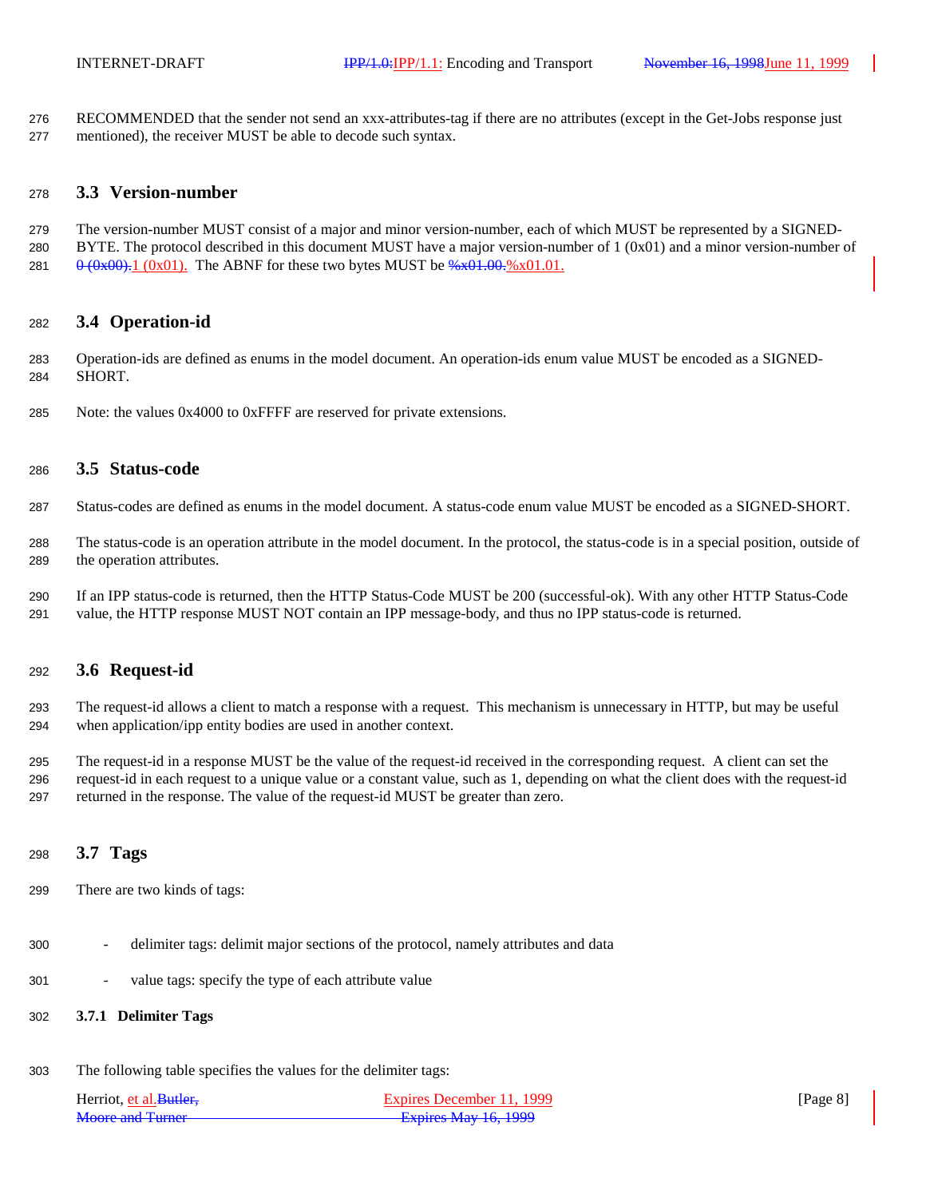RECOMMENDED that the sender not send an xxx-attributes-tag if there are no attributes (except in the Get-Jobs response just mentioned), the receiver MUST be able to decode such syntax.

## 3.3 Version-number

The version-number MUST consist of a major and minor version-number, each of which MUST be represented by a SIGNED-BYTE. The protocol described in this document MUST have a major version-number of 1 (0x01) and a minor version-number of ~~0 (0x00).~~1 (0x01). The ABNF for these two bytes MUST be ~~%x01.00.~~%x01.01.

## 3.4 Operation-id

Operation-ids are defined as enums in the model document. An operation-ids enum value MUST be encoded as a SIGNED-SHORT.

Note: the values 0x4000 to 0xFFFF are reserved for private extensions.

## 3.5 Status-code

Status-codes are defined as enums in the model document. A status-code enum value MUST be encoded as a SIGNED-SHORT.

The status-code is an operation attribute in the model document. In the protocol, the status-code is in a special position, outside of the operation attributes.

If an IPP status-code is returned, then the HTTP Status-Code MUST be 200 (successful-ok). With any other HTTP Status-Code value, the HTTP response MUST NOT contain an IPP message-body, and thus no IPP status-code is returned.

## 3.6 Request-id

The request-id allows a client to match a response with a request. This mechanism is unnecessary in HTTP, but may be useful when application/ipp entity bodies are used in another context.

The request-id in a response MUST be the value of the request-id received in the corresponding request. A client can set the request-id in each request to a unique value or a constant value, such as 1, depending on what the client does with the request-id returned in the response. The value of the request-id MUST be greater than zero.

## 3.7 Tags

There are two kinds of tags:

- delimiter tags: delimit major sections of the protocol, namely attributes and data
- value tags: specify the type of each attribute value

### 3.7.1 Delimiter Tags

The following table specifies the values for the delimiter tags: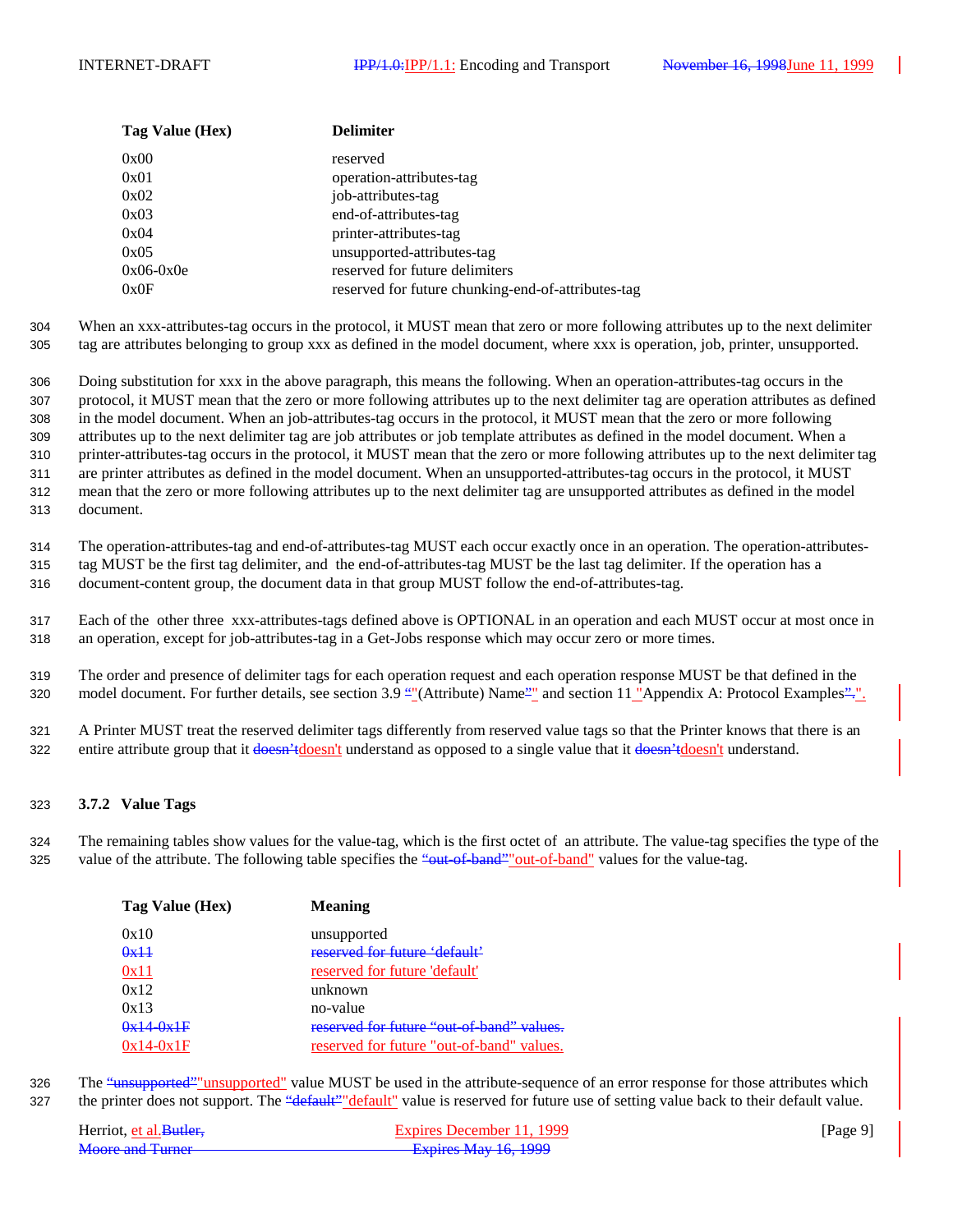| Tag Value (Hex) | Delimiter |
|---|---|
| 0x00 | reserved |
| 0x01 | operation-attributes-tag |
| 0x02 | job-attributes-tag |
| 0x03 | end-of-attributes-tag |
| 0x04 | printer-attributes-tag |
| 0x05 | unsupported-attributes-tag |
| 0x06-0x0e | reserved for future delimiters |
| 0x0F | reserved for future chunking-end-of-attributes-tag |

When an xxx-attributes-tag occurs in the protocol, it MUST mean that zero or more following attributes up to the next delimiter tag are attributes belonging to group xxx as defined in the model document, where xxx is operation, job, printer, unsupported.

Doing substitution for xxx in the above paragraph, this means the following. When an operation-attributes-tag occurs in the protocol, it MUST mean that the zero or more following attributes up to the next delimiter tag are operation attributes as defined in the model document. When an job-attributes-tag occurs in the protocol, it MUST mean that the zero or more following attributes up to the next delimiter tag are job attributes or job template attributes as defined in the model document. When a printer-attributes-tag occurs in the protocol, it MUST mean that the zero or more following attributes up to the next delimiter tag are printer attributes as defined in the model document. When an unsupported-attributes-tag occurs in the protocol, it MUST mean that the zero or more following attributes up to the next delimiter tag are unsupported attributes as defined in the model document.

The operation-attributes-tag and end-of-attributes-tag MUST each occur exactly once in an operation. The operation-attributes-tag MUST be the first tag delimiter, and the end-of-attributes-tag MUST be the last tag delimiter. If the operation has a document-content group, the document data in that group MUST follow the end-of-attributes-tag.

Each of the other three xxx-attributes-tags defined above is OPTIONAL in an operation and each MUST occur at most once in an operation, except for job-attributes-tag in a Get-Jobs response which may occur zero or more times.

The order and presence of delimiter tags for each operation request and each operation response MUST be that defined in the model document. For further details, see section 3.9 "(Attribute) Name" and section 11 "Appendix A: Protocol Examples".

A Printer MUST treat the reserved delimiter tags differently from reserved value tags so that the Printer knows that there is an entire attribute group that it doesn't understand as opposed to a single value that it doesn't understand.

### 3.7.2 Value Tags

The remaining tables show values for the value-tag, which is the first octet of an attribute. The value-tag specifies the type of the value of the attribute. The following table specifies the "out-of-band" values for the value-tag.

| Tag Value (Hex) | Meaning |
|---|---|
| 0x10 | unsupported |
| 0x11 | reserved for future 'default' |
| 0x12 | unknown |
| 0x13 | no-value |
| 0x14-0x1F | reserved for future "out-of-band" values. |

The "unsupported" value MUST be used in the attribute-sequence of an error response for those attributes which the printer does not support. The "default" value is reserved for future use of setting value back to their default value.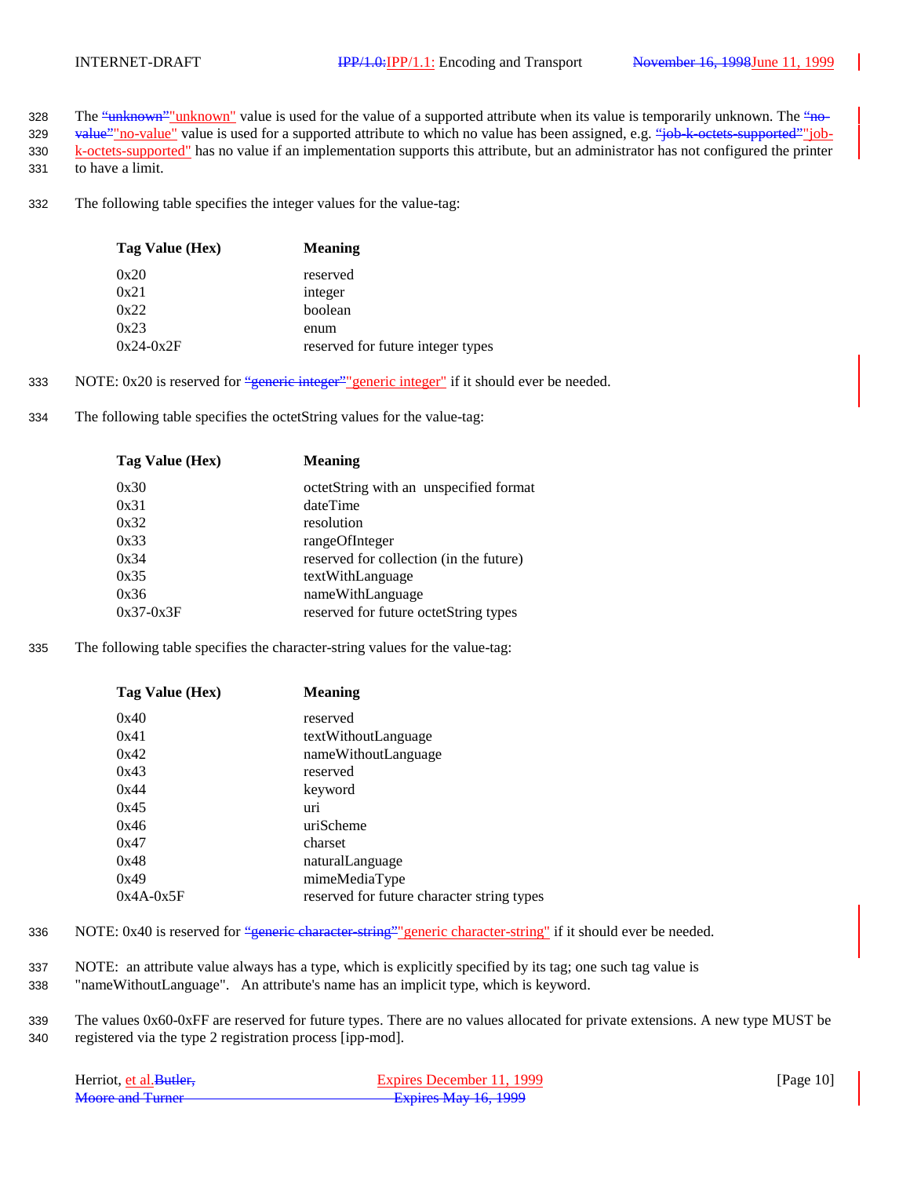The "unknown" value is used for the value of a supported attribute when its value is temporarily unknown. The "no-value" value is used for a supported attribute to which no value has been assigned, e.g. "job-k-octets-supported" has no value if an implementation supports this attribute, but an administrator has not configured the printer to have a limit.

The following table specifies the integer values for the value-tag:

| Tag Value (Hex) | Meaning |
|---|---|
| 0x20 | reserved |
| 0x21 | integer |
| 0x22 | boolean |
| 0x23 | enum |
| 0x24-0x2F | reserved for future integer types |

NOTE: 0x20 is reserved for "generic integer" if it should ever be needed.

The following table specifies the octetString values for the value-tag:

| Tag Value (Hex) | Meaning |
|---|---|
| 0x30 | octetString with an unspecified format |
| 0x31 | dateTime |
| 0x32 | resolution |
| 0x33 | rangeOfInteger |
| 0x34 | reserved for collection (in the future) |
| 0x35 | textWithLanguage |
| 0x36 | nameWithLanguage |
| 0x37-0x3F | reserved for future octetString types |

The following table specifies the character-string values for the value-tag:

| Tag Value (Hex) | Meaning |
|---|---|
| 0x40 | reserved |
| 0x41 | textWithoutLanguage |
| 0x42 | nameWithoutLanguage |
| 0x43 | reserved |
| 0x44 | keyword |
| 0x45 | uri |
| 0x46 | uriScheme |
| 0x47 | charset |
| 0x48 | naturalLanguage |
| 0x49 | mimeMediaType |
| 0x4A-0x5F | reserved for future character string types |

NOTE: 0x40 is reserved for "generic character-string" if it should ever be needed.

NOTE: an attribute value always has a type, which is explicitly specified by its tag; one such tag value is "nameWithoutLanguage". An attribute's name has an implicit type, which is keyword.

The values 0x60-0xFF are reserved for future types. There are no values allocated for private extensions. A new type MUST be registered via the type 2 registration process [ipp-mod].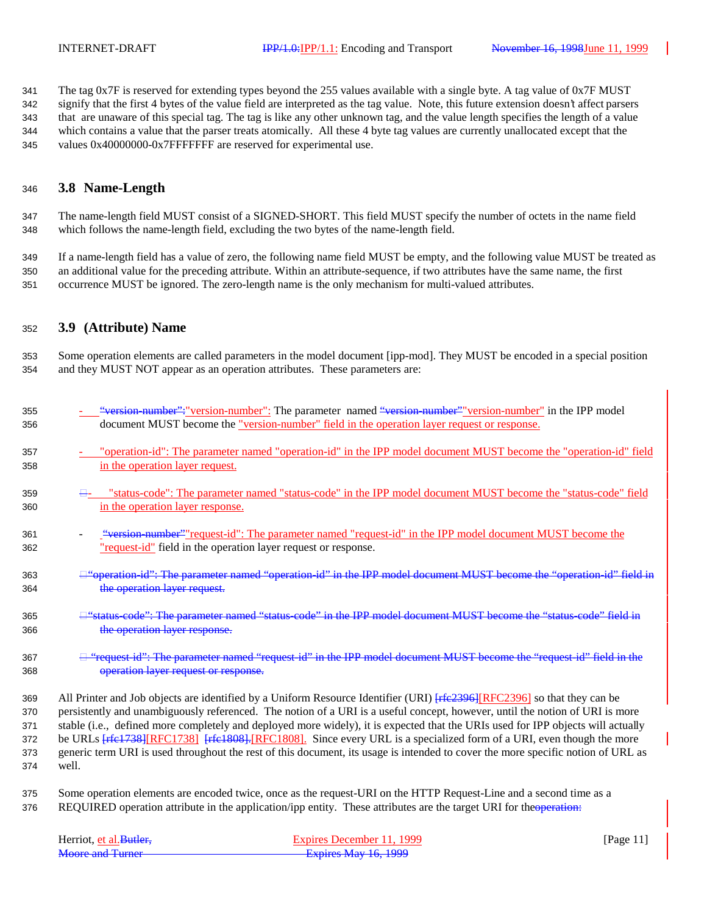The tag 0x7F is reserved for extending types beyond the 255 values available with a single byte. A tag value of 0x7F MUST signify that the first 4 bytes of the value field are interpreted as the tag value. Note, this future extension doesn't affect parsers that are unaware of this special tag. The tag is like any other unknown tag, and the value length specifies the length of a value which contains a value that the parser treats atomically. All these 4 byte tag values are currently unallocated except that the values 0x40000000-0x7FFFFFFF are reserved for experimental use.

## 3.8 Name-Length

The name-length field MUST consist of a SIGNED-SHORT. This field MUST specify the number of octets in the name field which follows the name-length field, excluding the two bytes of the name-length field.

If a name-length field has a value of zero, the following name field MUST be empty, and the following value MUST be treated as an additional value for the preceding attribute. Within an attribute-sequence, if two attributes have the same name, the first occurrence MUST be ignored. The zero-length name is the only mechanism for multi-valued attributes.

## 3.9 (Attribute) Name

Some operation elements are called parameters in the model document [ipp-mod]. They MUST be encoded in a special position and they MUST NOT appear as an operation attributes. These parameters are:

- "version-number": The parameter named "version-number" in the IPP model document MUST become the "version-number" field in the operation layer request or response.
- "operation-id": The parameter named "operation-id" in the IPP model document MUST become the "operation-id" field in the operation layer request.
- "status-code": The parameter named "status-code" in the IPP model document MUST become the "status-code" field in the operation layer response.
- "request-id": The parameter named "request-id" in the IPP model document MUST become the "request-id" field in the operation layer request or response.

All Printer and Job objects are identified by a Uniform Resource Identifier (URI) [RFC2396] so that they can be persistently and unambiguously referenced. The notion of a URI is a useful concept, however, until the notion of URI is more stable (i.e., defined more completely and deployed more widely), it is expected that the URIs used for IPP objects will actually be URLs [RFC1738] [RFC1808]. Since every URL is a specialized form of a URI, even though the more generic term URI is used throughout the rest of this document, its usage is intended to cover the more specific notion of URL as well.

Some operation elements are encoded twice, once as the request-URI on the HTTP Request-Line and a second time as a REQUIRED operation attribute in the application/ipp entity. These attributes are the target URI for the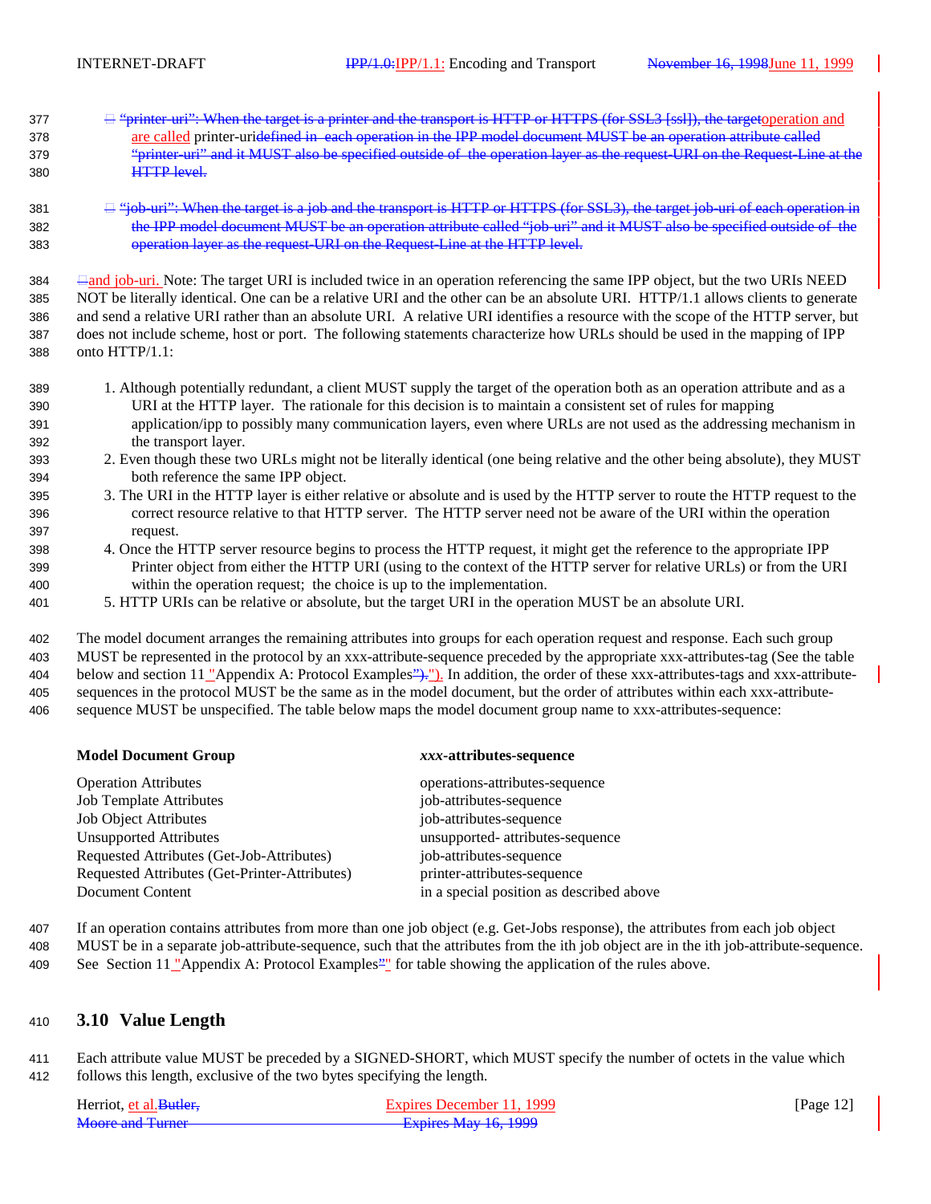- "printer-uri": When the target is a printer and the transport is HTTP or HTTPS (for SSL3 [ssl]), the targetoperation and are called printer-uridefined in each operation in the IPP model document MUST be an operation attribute called "printer-uri" and it MUST also be specified outside of the operation layer as the request-URI on the Request-Line at the HTTP level.

- "job-uri": When the target is a job and the transport is HTTP or HTTPS (for SSL3), the target job-uri of each operation in the IPP model document MUST be an operation attribute called "job-uri" and it MUST also be specified outside of the operation layer as the request-URI on the Request-Line at the HTTP level.

and job-uri. Note: The target URI is included twice in an operation referencing the same IPP object, but the two URIs NEED NOT be literally identical. One can be a relative URI and the other can be an absolute URI. HTTP/1.1 allows clients to generate and send a relative URI rather than an absolute URI. A relative URI identifies a resource with the scope of the HTTP server, but does not include scheme, host or port. The following statements characterize how URLs should be used in the mapping of IPP onto HTTP/1.1:

1. Although potentially redundant, a client MUST supply the target of the operation both as an operation attribute and as a URI at the HTTP layer. The rationale for this decision is to maintain a consistent set of rules for mapping application/ipp to possibly many communication layers, even where URLs are not used as the addressing mechanism in the transport layer.
2. Even though these two URLs might not be literally identical (one being relative and the other being absolute), they MUST both reference the same IPP object.
3. The URI in the HTTP layer is either relative or absolute and is used by the HTTP server to route the HTTP request to the correct resource relative to that HTTP server. The HTTP server need not be aware of the URI within the operation request.
4. Once the HTTP server resource begins to process the HTTP request, it might get the reference to the appropriate IPP Printer object from either the HTTP URI (using to the context of the HTTP server for relative URLs) or from the URI within the operation request; the choice is up to the implementation.
5. HTTP URIs can be relative or absolute, but the target URI in the operation MUST be an absolute URI.

The model document arranges the remaining attributes into groups for each operation request and response. Each such group MUST be represented in the protocol by an xxx-attribute-sequence preceded by the appropriate xxx-attributes-tag (See the table below and section 11 "Appendix A: Protocol Examples"). In addition, the order of these xxx-attributes-tags and xxx-attribute-sequences in the protocol MUST be the same as in the model document, but the order of attributes within each xxx-attribute-sequence MUST be unspecified. The table below maps the model document group name to xxx-attributes-sequence:

| **Model Document Group** | ***xxx*-attributes-sequence** |
|---|---|
| Operation Attributes | operations-attributes-sequence |
| Job Template Attributes | job-attributes-sequence |
| Job Object Attributes | job-attributes-sequence |
| Unsupported Attributes | unsupported- attributes-sequence |
| Requested Attributes (Get-Job-Attributes) | job-attributes-sequence |
| Requested Attributes (Get-Printer-Attributes) | printer-attributes-sequence |
| Document Content | in a special position as described above |

If an operation contains attributes from more than one job object (e.g. Get-Jobs response), the attributes from each job object MUST be in a separate job-attribute-sequence, such that the attributes from the ith job object are in the ith job-attribute-sequence. See Section 11 "Appendix A: Protocol Examples" for table showing the application of the rules above.

## 3.10 Value Length

Each attribute value MUST be preceded by a SIGNED-SHORT, which MUST specify the number of octets in the value which follows this length, exclusive of the two bytes specifying the length.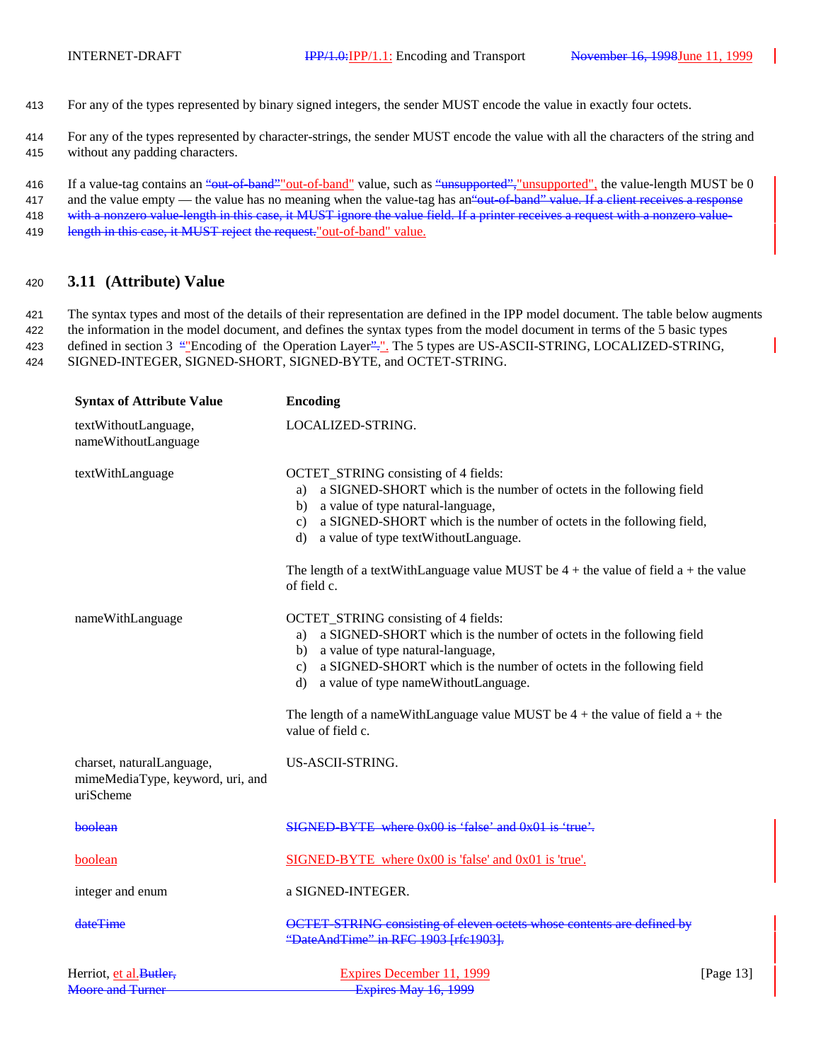For any of the types represented by binary signed integers, the sender MUST encode the value in exactly four octets.

For any of the types represented by character-strings, the sender MUST encode the value with all the characters of the string and without any padding characters.

If a value-tag contains an ~~“out-of-band”~~"out-of-band" value, such as ~~“unsupported”,~~"unsupported", the value-length MUST be 0 and the value empty — the value has no meaning when the value-tag has an~~“out-of-band” value. If a client receives a response with a nonzero value-length in this case, it MUST ignore the value field. If a printer receives a request with a nonzero value-length in this case, it MUST reject the request.~~"out-of-band" value.

## 3.11 (Attribute) Value

The syntax types and most of the details of their representation are defined in the IPP model document. The table below augments the information in the model document, and defines the syntax types from the model document in terms of the 5 basic types defined in section 3 ~~“~~"Encoding of the Operation Layer~~”.~~". The 5 types are US-ASCII-STRING, LOCALIZED-STRING, SIGNED-INTEGER, SIGNED-SHORT, SIGNED-BYTE, and OCTET-STRING.

| Syntax of Attribute Value | Encoding |
|---|---|
| textWithoutLanguage, nameWithoutLanguage | LOCALIZED-STRING. |
| textWithLanguage | OCTET_STRING consisting of 4 fields: a) a SIGNED-SHORT which is the number of octets in the following field b) a value of type natural-language, c) a SIGNED-SHORT which is the number of octets in the following field, d) a value of type textWithoutLanguage. The length of a textWithLanguage value MUST be 4 + the value of field a + the value of field c. |
| nameWithLanguage | OCTET_STRING consisting of 4 fields: a) a SIGNED-SHORT which is the number of octets in the following field b) a value of type natural-language, c) a SIGNED-SHORT which is the number of octets in the following field d) a value of type nameWithoutLanguage. The length of a nameWithLanguage value MUST be 4 + the value of field a + the value of field c. |
| charset, naturalLanguage, mimeMediaType, keyword, uri, and uriScheme | US-ASCII-STRING. |
| ~~boolean~~ | ~~SIGNED-BYTE where 0x00 is ‘false’ and 0x01 is ‘true’.~~ |
| boolean | SIGNED-BYTE where 0x00 is 'false' and 0x01 is 'true'. |
| integer and enum | a SIGNED-INTEGER. |
| ~~dateTime~~ | ~~OCTET-STRING consisting of eleven octets whose contents are defined by “DateAndTime” in RFC 1903 [rfc1903].~~ |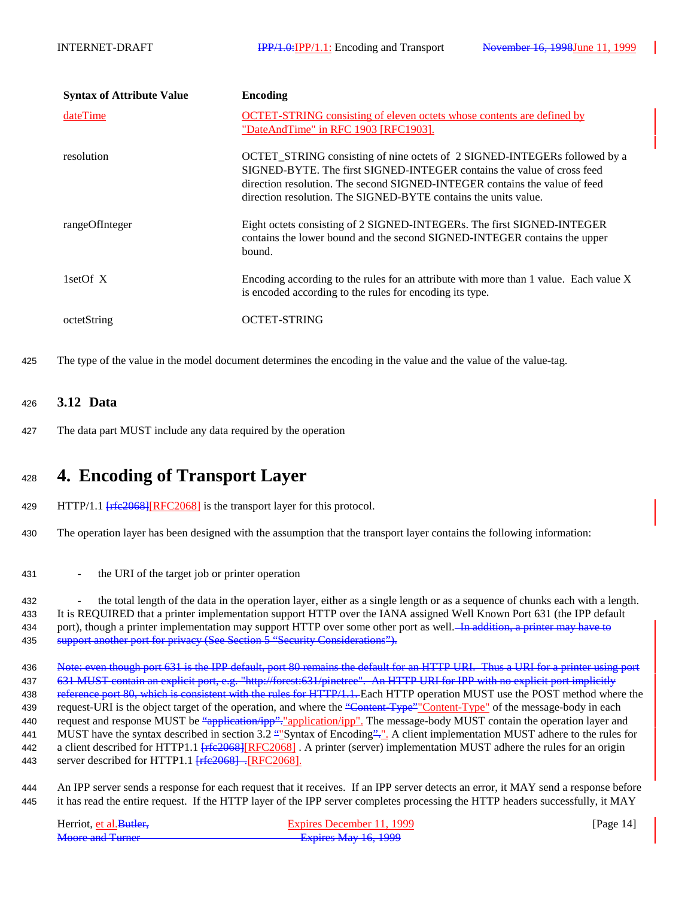| Syntax of Attribute Value | Encoding |
|---|---|
| dateTime | OCTET-STRING consisting of eleven octets whose contents are defined by "DateAndTime" in RFC 1903 [RFC1903]. |
| resolution | OCTET_STRING consisting of nine octets of 2 SIGNED-INTEGERs followed by a SIGNED-BYTE. The first SIGNED-INTEGER contains the value of cross feed direction resolution. The second SIGNED-INTEGER contains the value of feed direction resolution. The SIGNED-BYTE contains the units value. |
| rangeOfInteger | Eight octets consisting of 2 SIGNED-INTEGERs. The first SIGNED-INTEGER contains the lower bound and the second SIGNED-INTEGER contains the upper bound. |
| 1setOf X | Encoding according to the rules for an attribute with more than 1 value. Each value X is encoded according to the rules for encoding its type. |
| octetString | OCTET-STRING |

The type of the value in the model document determines the encoding in the value and the value of the value-tag.

## 3.12 Data

The data part MUST include any data required by the operation

# 4. Encoding of Transport Layer

HTTP/1.1 ~~[rfc2068]~~[RFC2068] is the transport layer for this protocol.

The operation layer has been designed with the assumption that the transport layer contains the following information:

- the URI of the target job or printer operation
- the total length of the data in the operation layer, either as a single length or as a sequence of chunks each with a length.

It is REQUIRED that a printer implementation support HTTP over the IANA assigned Well Known Port 631 (the IPP default port), though a printer implementation may support HTTP over some other port as well. ~~In addition, a printer may have to support another port for privacy (See Section 5 "Security Considerations").~~

~~Note: even though port 631 is the IPP default, port 80 remains the default for an HTTP URI. Thus a URI for a printer using port 631 MUST contain an explicit port, e.g. "http://forest:631/pinetree". An HTTP URI for IPP with no explicit port implicitly reference port 80, which is consistent with the rules for HTTP/1.1.~~ Each HTTP operation MUST use the POST method where the request-URI is the object target of the operation, and where the ~~"Content-Type"~~"Content-Type" of the message-body in each request and response MUST be ~~"application/ipp".~~"application/ipp". The message-body MUST contain the operation layer and MUST have the syntax described in section 3.2 ~~"~~"Syntax of Encoding~~".~~". A client implementation MUST adhere to the rules for a client described for HTTP1.1 ~~[rfc2068]~~[RFC2068] . A printer (server) implementation MUST adhere the rules for an origin server described for HTTP1.1 ~~[rfc2068] .~~[RFC2068].

An IPP server sends a response for each request that it receives. If an IPP server detects an error, it MAY send a response before it has read the entire request. If the HTTP layer of the IPP server completes processing the HTTP headers successfully, it MAY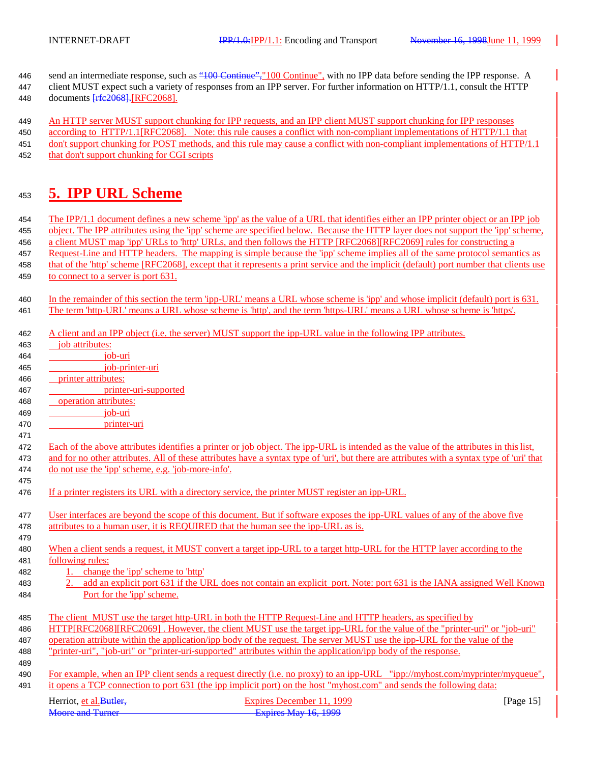send an intermediate response, such as "100 Continue", with no IPP data before sending the IPP response. A client MUST expect such a variety of responses from an IPP server. For further information on HTTP/1.1, consult the HTTP documents [RFC2068].

An HTTP server MUST support chunking for IPP requests, and an IPP client MUST support chunking for IPP responses according to HTTP/1.1[RFC2068]. Note: this rule causes a conflict with non-compliant implementations of HTTP/1.1 that don't support chunking for POST methods, and this rule may cause a conflict with non-compliant implementations of HTTP/1.1 that don't support chunking for CGI scripts

# 5. IPP URL Scheme

The IPP/1.1 document defines a new scheme 'ipp' as the value of a URL that identifies either an IPP printer object or an IPP job object. The IPP attributes using the 'ipp' scheme are specified below. Because the HTTP layer does not support the 'ipp' scheme, a client MUST map 'ipp' URLs to 'http' URLs, and then follows the HTTP [RFC2068][RFC2069] rules for constructing a Request-Line and HTTP headers. The mapping is simple because the 'ipp' scheme implies all of the same protocol semantics as that of the 'http' scheme [RFC2068], except that it represents a print service and the implicit (default) port number that clients use to connect to a server is port 631.

In the remainder of this section the term 'ipp-URL' means a URL whose scheme is 'ipp' and whose implicit (default) port is 631. The term 'http-URL' means a URL whose scheme is 'http', and the term 'https-URL' means a URL whose scheme is 'https',

A client and an IPP object (i.e. the server) MUST support the ipp-URL value in the following IPP attributes.

- job attributes:
  - job-uri
  - job-printer-uri
- printer attributes:
  - printer-uri-supported
- operation attributes:
  - job-uri
  - printer-uri

Each of the above attributes identifies a printer or job object. The ipp-URL is intended as the value of the attributes in this list, and for no other attributes. All of these attributes have a syntax type of 'uri', but there are attributes with a syntax type of 'uri' that do not use the 'ipp' scheme, e.g. 'job-more-info'.

If a printer registers its URL with a directory service, the printer MUST register an ipp-URL.

User interfaces are beyond the scope of this document. But if software exposes the ipp-URL values of any of the above five attributes to a human user, it is REQUIRED that the human see the ipp-URL as is.

When a client sends a request, it MUST convert a target ipp-URL to a target http-URL for the HTTP layer according to the following rules:

1. change the 'ipp' scheme to 'http'
2. add an explicit port 631 if the URL does not contain an explicit port. Note: port 631 is the IANA assigned Well Known Port for the 'ipp' scheme.

The client MUST use the target http-URL in both the HTTP Request-Line and HTTP headers, as specified by HTTP[RFC2068][RFC2069] . However, the client MUST use the target ipp-URL for the value of the "printer-uri" or "job-uri" operation attribute within the application/ipp body of the request. The server MUST use the ipp-URL for the value of the "printer-uri", "job-uri" or "printer-uri-supported" attributes within the application/ipp body of the response.

For example, when an IPP client sends a request directly (i.e. no proxy) to an ipp-URL "ipp://myhost.com/myprinter/myqueue", it opens a TCP connection to port 631 (the ipp implicit port) on the host "myhost.com" and sends the following data: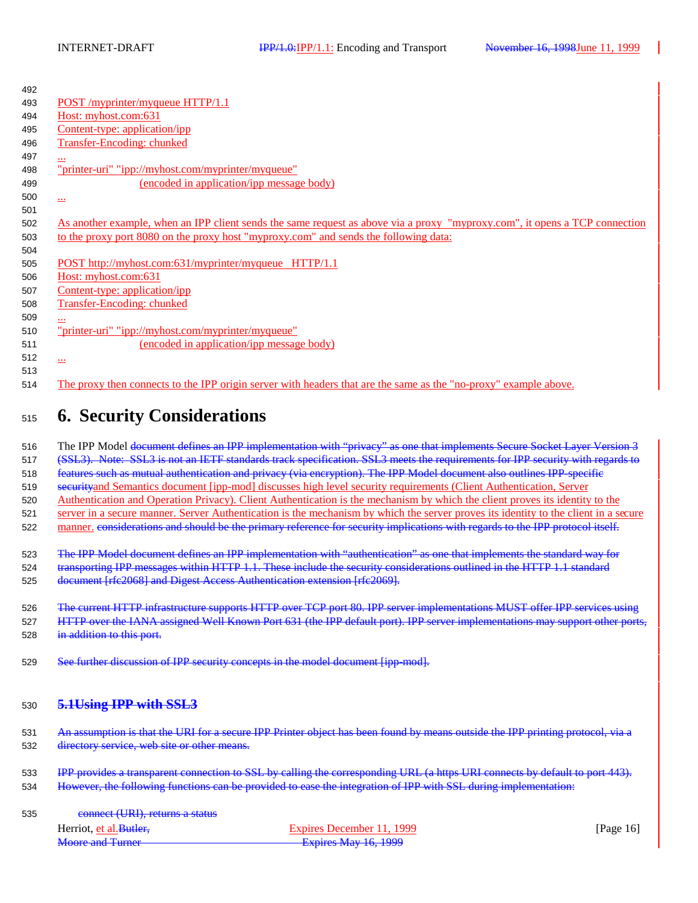```
POST /myprinter/myqueue HTTP/1.1
Host: myhost.com:631
Content-type: application/ipp
Transfer-Encoding: chunked
...
"printer-uri" "ipp://myhost.com/myprinter/myqueue"
                    (encoded in application/ipp message body)
...
```

As another example, when an IPP client sends the same request as above via a proxy "myproxy.com", it opens a TCP connection to the proxy port 8080 on the proxy host "myproxy.com" and sends the following data:

```
POST http://myhost.com:631/myprinter/myqueue   HTTP/1.1
Host: myhost.com:631
Content-type: application/ipp
Transfer-Encoding: chunked
...
"printer-uri" "ipp://myhost.com/myprinter/myqueue"
                    (encoded in application/ipp message body)
...
```

The proxy then connects to the IPP origin server with headers that are the same as the "no-proxy" example above.

# 6. Security Considerations

The IPP Model ~~document defines an IPP implementation with "privacy" as one that implements Secure Socket Layer Version 3 (SSL3). Note: SSL3 is not an IETF standards track specification. SSL3 meets the requirements for IPP security with regards to features such as mutual authentication and privacy (via encryption). The IPP Model document also outlines IPP-specific security~~and Semantics document [ipp-mod] discusses high level security requirements (Client Authentication, Server Authentication and Operation Privacy). Client Authentication is the mechanism by which the client proves its identity to the server in a secure manner. Server Authentication is the mechanism by which the server proves its identity to the client in a secure manner. ~~considerations and should be the primary reference for security implications with regards to the IPP protocol itself.~~

~~The IPP Model document defines an IPP implementation with "authentication" as one that implements the standard way for transporting IPP messages within HTTP 1.1. These include the security considerations outlined in the HTTP 1.1 standard document [rfc2068] and Digest Access Authentication extension [rfc2069].~~

~~The current HTTP infrastructure supports HTTP over TCP port 80. IPP server implementations MUST offer IPP services using HTTP over the IANA assigned Well Known Port 631 (the IPP default port). IPP server implementations may support other ports, in addition to this port.~~

~~See further discussion of IPP security concepts in the model document [ipp-mod].~~

## ~~5.1Using IPP with SSL3~~

~~An assumption is that the URI for a secure IPP Printer object has been found by means outside the IPP printing protocol, via a directory service, web site or other means.~~

~~IPP provides a transparent connection to SSL by calling the corresponding URL (a https URI connects by default to port 443). However, the following functions can be provided to ease the integration of IPP with SSL during implementation:~~

~~connect (URI), returns a status~~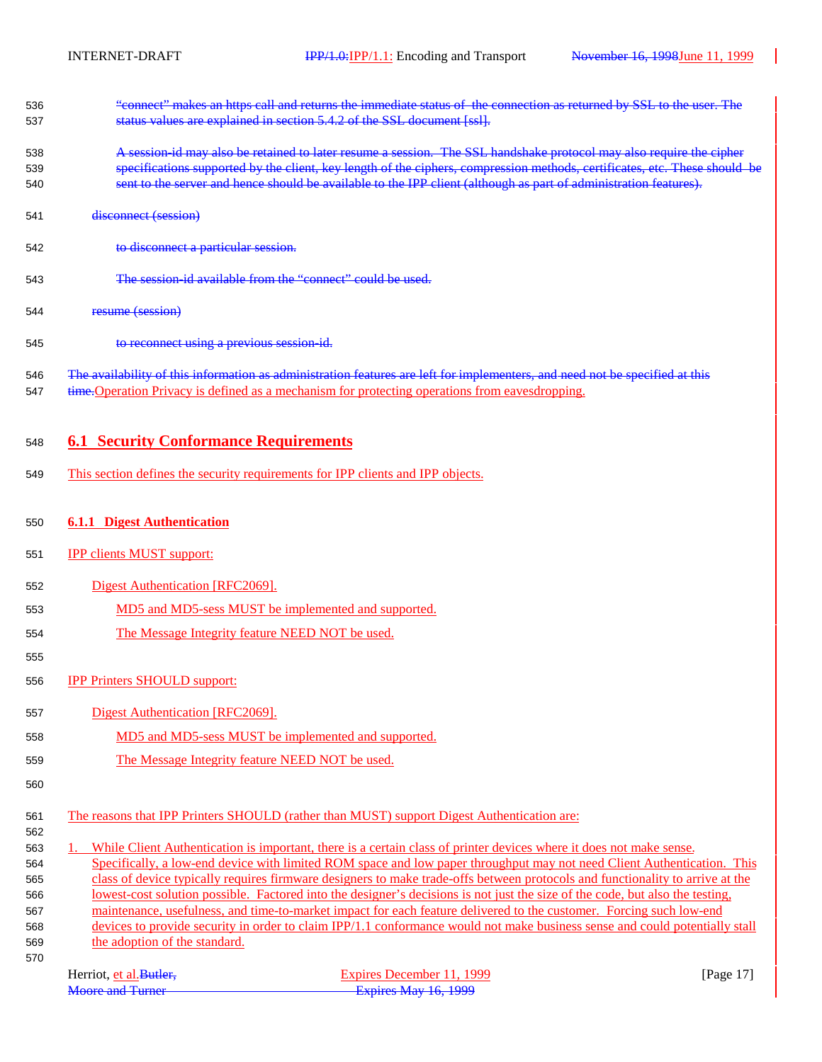~~"connect" makes an https call and returns the immediate status of the connection as returned by SSL to the user. The status values are explained in section 5.4.2 of the SSL document [ssl].~~

~~A session-id may also be retained to later resume a session. The SSL handshake protocol may also require the cipher specifications supported by the client, key length of the ciphers, compression methods, certificates, etc. These should be sent to the server and hence should be available to the IPP client (although as part of administration features).~~

~~disconnect (session)~~

~~to disconnect a particular session.~~

~~The session-id available from the "connect" could be used.~~

~~resume (session)~~

~~to reconnect using a previous session-id.~~

~~The availability of this information as administration features are left for implementers, and need not be specified at this time.~~Operation Privacy is defined as a mechanism for protecting operations from eavesdropping.

## 6.1 Security Conformance Requirements

This section defines the security requirements for IPP clients and IPP objects.

### 6.1.1 Digest Authentication

IPP clients MUST support:

Digest Authentication [RFC2069].

MD5 and MD5-sess MUST be implemented and supported.

The Message Integrity feature NEED NOT be used.

IPP Printers SHOULD support:

Digest Authentication [RFC2069].

MD5 and MD5-sess MUST be implemented and supported.

The Message Integrity feature NEED NOT be used.

The reasons that IPP Printers SHOULD (rather than MUST) support Digest Authentication are:

1. While Client Authentication is important, there is a certain class of printer devices where it does not make sense. Specifically, a low-end device with limited ROM space and low paper throughput may not need Client Authentication. This class of device typically requires firmware designers to make trade-offs between protocols and functionality to arrive at the lowest-cost solution possible. Factored into the designer's decisions is not just the size of the code, but also the testing, maintenance, usefulness, and time-to-market impact for each feature delivered to the customer. Forcing such low-end devices to provide security in order to claim IPP/1.1 conformance would not make business sense and could potentially stall the adoption of the standard.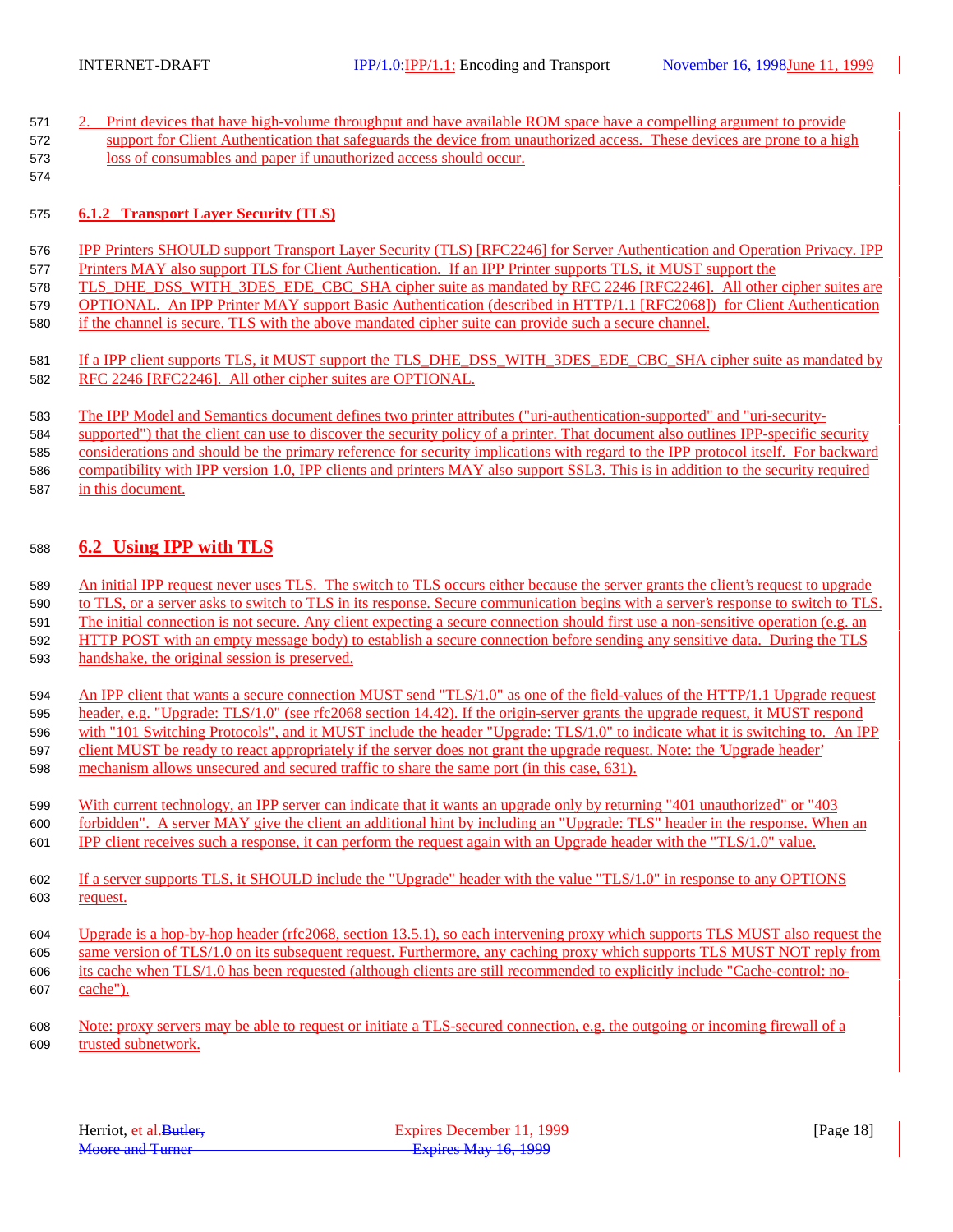2. Print devices that have high-volume throughput and have available ROM space have a compelling argument to provide support for Client Authentication that safeguards the device from unauthorized access. These devices are prone to a high loss of consumables and paper if unauthorized access should occur.

### 6.1.2 Transport Layer Security (TLS)

IPP Printers SHOULD support Transport Layer Security (TLS) [RFC2246] for Server Authentication and Operation Privacy. IPP Printers MAY also support TLS for Client Authentication. If an IPP Printer supports TLS, it MUST support the TLS_DHE_DSS_WITH_3DES_EDE_CBC_SHA cipher suite as mandated by RFC 2246 [RFC2246]. All other cipher suites are OPTIONAL. An IPP Printer MAY support Basic Authentication (described in HTTP/1.1 [RFC2068]) for Client Authentication if the channel is secure. TLS with the above mandated cipher suite can provide such a secure channel.

If a IPP client supports TLS, it MUST support the TLS_DHE_DSS_WITH_3DES_EDE_CBC_SHA cipher suite as mandated by RFC 2246 [RFC2246]. All other cipher suites are OPTIONAL.

The IPP Model and Semantics document defines two printer attributes ("uri-authentication-supported" and "uri-security-supported") that the client can use to discover the security policy of a printer. That document also outlines IPP-specific security considerations and should be the primary reference for security implications with regard to the IPP protocol itself. For backward compatibility with IPP version 1.0, IPP clients and printers MAY also support SSL3. This is in addition to the security required in this document.

## 6.2 Using IPP with TLS

An initial IPP request never uses TLS. The switch to TLS occurs either because the server grants the client's request to upgrade to TLS, or a server asks to switch to TLS in its response. Secure communication begins with a server's response to switch to TLS. The initial connection is not secure. Any client expecting a secure connection should first use a non-sensitive operation (e.g. an HTTP POST with an empty message body) to establish a secure connection before sending any sensitive data. During the TLS handshake, the original session is preserved.

An IPP client that wants a secure connection MUST send "TLS/1.0" as one of the field-values of the HTTP/1.1 Upgrade request header, e.g. "Upgrade: TLS/1.0" (see rfc2068 section 14.42). If the origin-server grants the upgrade request, it MUST respond with "101 Switching Protocols", and it MUST include the header "Upgrade: TLS/1.0" to indicate what it is switching to. An IPP client MUST be ready to react appropriately if the server does not grant the upgrade request. Note: the 'Upgrade header' mechanism allows unsecured and secured traffic to share the same port (in this case, 631).

With current technology, an IPP server can indicate that it wants an upgrade only by returning "401 unauthorized" or "403 forbidden". A server MAY give the client an additional hint by including an "Upgrade: TLS" header in the response. When an IPP client receives such a response, it can perform the request again with an Upgrade header with the "TLS/1.0" value.

If a server supports TLS, it SHOULD include the "Upgrade" header with the value "TLS/1.0" in response to any OPTIONS request.

Upgrade is a hop-by-hop header (rfc2068, section 13.5.1), so each intervening proxy which supports TLS MUST also request the same version of TLS/1.0 on its subsequent request. Furthermore, any caching proxy which supports TLS MUST NOT reply from its cache when TLS/1.0 has been requested (although clients are still recommended to explicitly include "Cache-control: no-cache").

Note: proxy servers may be able to request or initiate a TLS-secured connection, e.g. the outgoing or incoming firewall of a trusted subnetwork.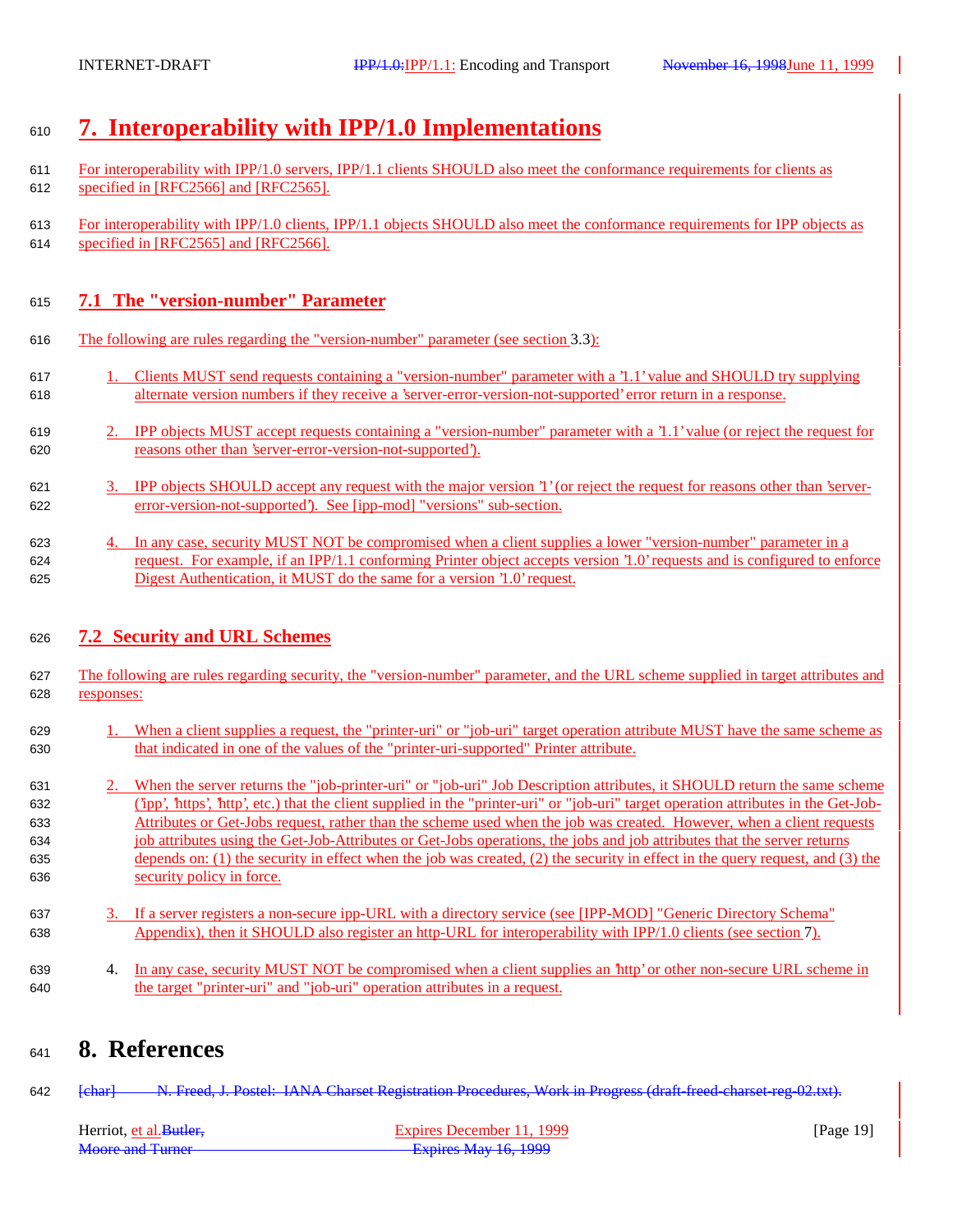# 7. Interoperability with IPP/1.0 Implementations

For interoperability with IPP/1.0 servers, IPP/1.1 clients SHOULD also meet the conformance requirements for clients as specified in [RFC2566] and [RFC2565].

For interoperability with IPP/1.0 clients, IPP/1.1 objects SHOULD also meet the conformance requirements for IPP objects as specified in [RFC2565] and [RFC2566].

## 7.1 The "version-number" Parameter

The following are rules regarding the "version-number" parameter (see section 3.3):

1. Clients MUST send requests containing a "version-number" parameter with a '1.1' value and SHOULD try supplying alternate version numbers if they receive a 'server-error-version-not-supported' error return in a response.

2. IPP objects MUST accept requests containing a "version-number" parameter with a '1.1' value (or reject the request for reasons other than 'server-error-version-not-supported').

3. IPP objects SHOULD accept any request with the major version '1' (or reject the request for reasons other than 'server-error-version-not-supported'). See [ipp-mod] "versions" sub-section.

4. In any case, security MUST NOT be compromised when a client supplies a lower "version-number" parameter in a request. For example, if an IPP/1.1 conforming Printer object accepts version '1.0' requests and is configured to enforce Digest Authentication, it MUST do the same for a version '1.0' request.

## 7.2 Security and URL Schemes

The following are rules regarding security, the "version-number" parameter, and the URL scheme supplied in target attributes and responses:

1. When a client supplies a request, the "printer-uri" or "job-uri" target operation attribute MUST have the same scheme as that indicated in one of the values of the "printer-uri-supported" Printer attribute.

2. When the server returns the "job-printer-uri" or "job-uri" Job Description attributes, it SHOULD return the same scheme ('ipp', 'https', 'http', etc.) that the client supplied in the "printer-uri" or "job-uri" target operation attributes in the Get-Job-Attributes or Get-Jobs request, rather than the scheme used when the job was created. However, when a client requests job attributes using the Get-Job-Attributes or Get-Jobs operations, the jobs and job attributes that the server returns depends on: (1) the security in effect when the job was created, (2) the security in effect in the query request, and (3) the security policy in force.

3. If a server registers a non-secure ipp-URL with a directory service (see [IPP-MOD] "Generic Directory Schema" Appendix), then it SHOULD also register an http-URL for interoperability with IPP/1.0 clients (see section 7).

4. In any case, security MUST NOT be compromised when a client supplies an 'http' or other non-secure URL scheme in the target "printer-uri" and "job-uri" operation attributes in a request.

# 8. References

~~[char] N. Freed, J. Postel: IANA Charset Registration Procedures, Work in Progress (draft-freed-charset-reg-02.txt).~~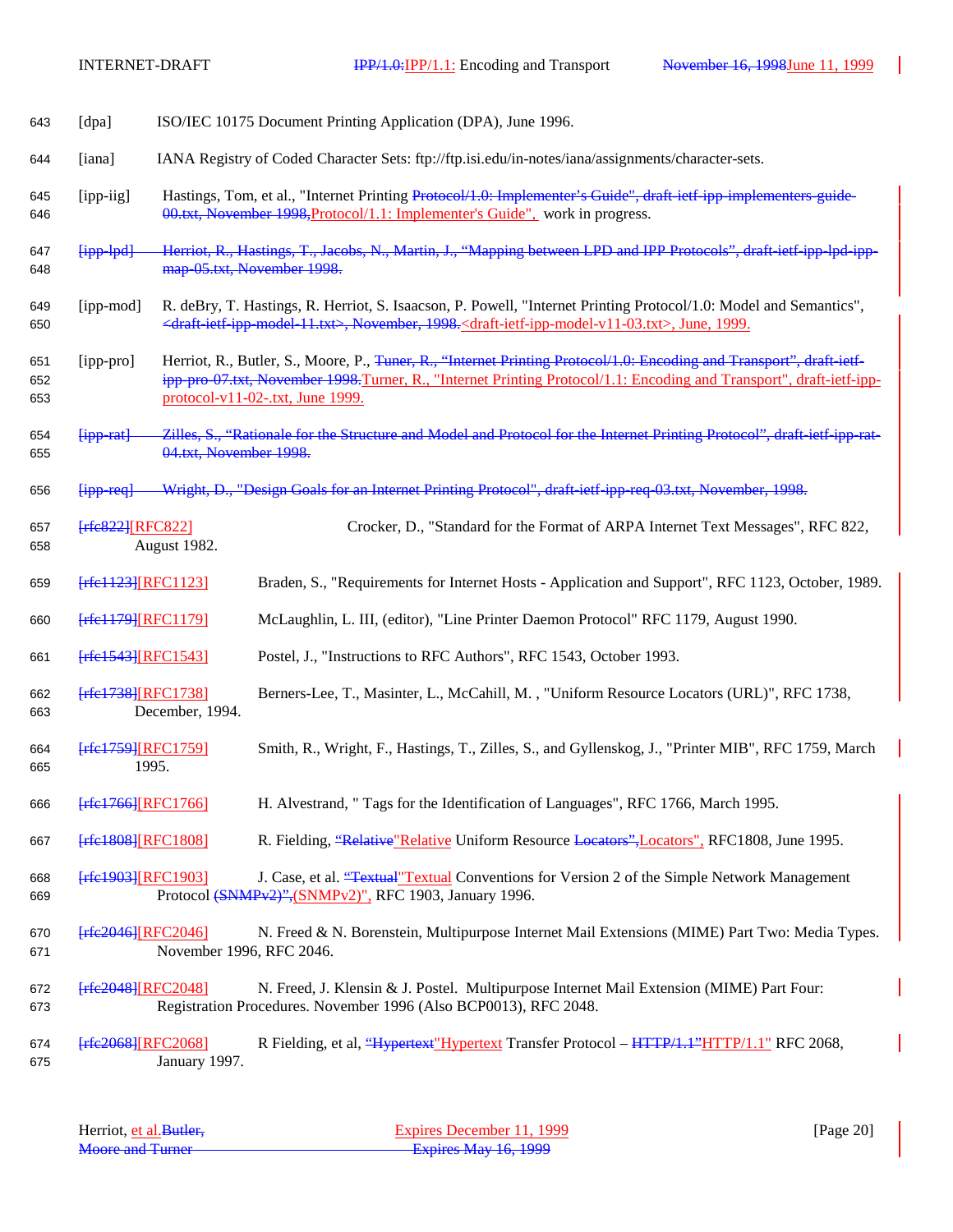643 [dpa] ISO/IEC 10175 Document Printing Application (DPA), June 1996.

644 [iana] IANA Registry of Coded Character Sets: ftp://ftp.isi.edu/in-notes/iana/assignments/character-sets.

645 [ipp-iig] Hastings, Tom, et al., "Internet Printing ~~Protocol/1.0: Implementer's Guide", draft-ietf-ipp-implementers-guide-~~
646 ~~00.txt, November 1998,~~Protocol/1.1: Implementer's Guide", work in progress.

647 ~~[ipp-lpd] Herriot, R., Hastings, T., Jacobs, N., Martin, J., "Mapping between LPD and IPP Protocols", draft-ietf-ipp-lpd-ipp-~~
648 ~~map-05.txt, November 1998.~~

649 [ipp-mod] R. deBry, T. Hastings, R. Herriot, S. Isaacson, P. Powell, "Internet Printing Protocol/1.0: Model and Semantics",
650 ~~<draft-ietf-ipp-model-11.txt>, November, 1998.~~<draft-ietf-ipp-model-v11-03.txt>, June, 1999.

651 [ipp-pro] Herriot, R., Butler, S., Moore, P., ~~Tuner, R., "Internet Printing Protocol/1.0: Encoding and Transport", draft-ietf-~~
652 ~~ipp-pro-07.txt, November 1998.~~Turner, R., "Internet Printing Protocol/1.1: Encoding and Transport", draft-ietf-ipp-
653 protocol-v11-02-.txt, June 1999.

654 ~~[ipp-rat] Zilles, S., "Rationale for the Structure and Model and Protocol for the Internet Printing Protocol", draft-ietf-ipp-rat-~~
655 ~~04.txt, November 1998.~~

656 ~~[ipp-req] Wright, D., "Design Goals for an Internet Printing Protocol", draft-ietf-ipp-req-03.txt, November, 1998.~~

657 ~~[rfc822]~~[RFC822] Crocker, D., "Standard for the Format of ARPA Internet Text Messages", RFC 822,
658 August 1982.

659 ~~[rfc1123]~~[RFC1123] Braden, S., "Requirements for Internet Hosts - Application and Support", RFC 1123, October, 1989.

660 ~~[rfc1179]~~[RFC1179] McLaughlin, L. III, (editor), "Line Printer Daemon Protocol" RFC 1179, August 1990.

661 ~~[rfc1543]~~[RFC1543] Postel, J., "Instructions to RFC Authors", RFC 1543, October 1993.

662 ~~[rfc1738]~~[RFC1738] Berners-Lee, T., Masinter, L., McCahill, M. , "Uniform Resource Locators (URL)", RFC 1738,
663 December, 1994.

664 ~~[rfc1759]~~[RFC1759] Smith, R., Wright, F., Hastings, T., Zilles, S., and Gyllenskog, J., "Printer MIB", RFC 1759, March
665 1995.

666 ~~[rfc1766]~~[RFC1766] H. Alvestrand, " Tags for the Identification of Languages", RFC 1766, March 1995.

667 ~~[rfc1808]~~[RFC1808] R. Fielding, ~~"Relative~~"Relative Uniform Resource ~~Locators",~~Locators", RFC1808, June 1995.

668 ~~[rfc1903]~~[RFC1903] J. Case, et al. ~~"Textual~~"Textual Conventions for Version 2 of the Simple Network Management
669 Protocol ~~(SNMPv2)",~~(SNMPv2)", RFC 1903, January 1996.

670 ~~[rfc2046]~~[RFC2046] N. Freed & N. Borenstein, Multipurpose Internet Mail Extensions (MIME) Part Two: Media Types.
671 November 1996, RFC 2046.

672 ~~[rfc2048]~~[RFC2048] N. Freed, J. Klensin & J. Postel. Multipurpose Internet Mail Extension (MIME) Part Four:
673 Registration Procedures. November 1996 (Also BCP0013), RFC 2048.

674 ~~[rfc2068]~~[RFC2068] R Fielding, et al, ~~"Hypertext~~"Hypertext Transfer Protocol – ~~HTTP/1.1"~~HTTP/1.1" RFC 2068,
675 January 1997.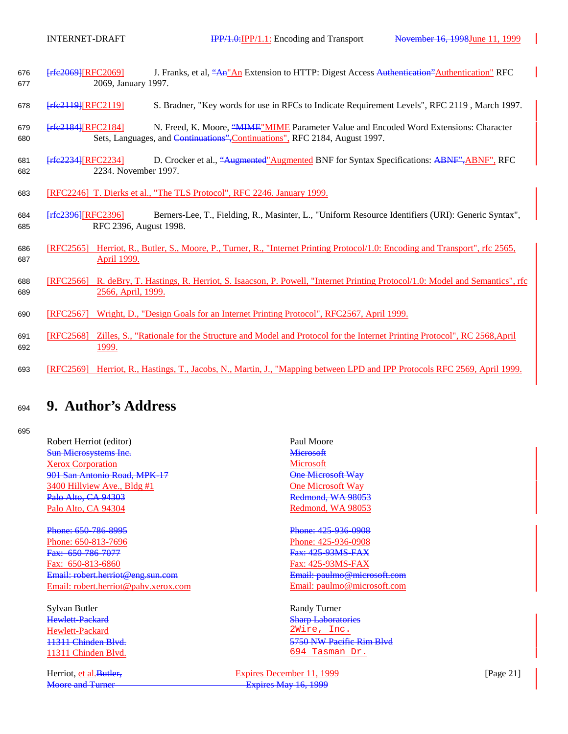~~[rfc2069]~~[RFC2069] J. Franks, et al, ~~“An~~"An Extension to HTTP: Digest Access ~~Authentication”~~Authentication" RFC 2069, January 1997.

~~[rfc2119]~~[RFC2119] S. Bradner, "Key words for use in RFCs to Indicate Requirement Levels", RFC 2119 , March 1997.

~~[rfc2184]~~[RFC2184] N. Freed, K. Moore, ~~“MIME~~"MIME Parameter Value and Encoded Word Extensions: Character Sets, Languages, and ~~Continuations”,~~Continuations", RFC 2184, August 1997.

~~[rfc2234]~~[RFC2234] D. Crocker et al., ~~“Augmented~~"Augmented BNF for Syntax Specifications: ~~ABNF”,~~ABNF", RFC 2234. November 1997.

[RFC2246] T. Dierks et al., "The TLS Protocol", RFC 2246. January 1999.

~~[rfc2396]~~[RFC2396] Berners-Lee, T., Fielding, R., Masinter, L., "Uniform Resource Identifiers (URI): Generic Syntax", RFC 2396, August 1998.

[RFC2565] Herriot, R., Butler, S., Moore, P., Turner, R., "Internet Printing Protocol/1.0: Encoding and Transport", rfc 2565, April 1999.

[RFC2566] R. deBry, T. Hastings, R. Herriot, S. Isaacson, P. Powell, "Internet Printing Protocol/1.0: Model and Semantics", rfc 2566, April, 1999.

[RFC2567] Wright, D., "Design Goals for an Internet Printing Protocol", RFC2567, April 1999.

[RFC2568] Zilles, S., "Rationale for the Structure and Model and Protocol for the Internet Printing Protocol", RC 2568,April 1999.

[RFC2569] Herriot, R., Hastings, T., Jacobs, N., Martin, J., "Mapping between LPD and IPP Protocols RFC 2569, April 1999.

# 9. Author’s Address

Robert Herriot (editor)
~~Sun Microsystems Inc.~~
Xerox Corporation
~~901 San Antonio Road, MPK-17~~
3400 Hillview Ave., Bldg #1
~~Palo Alto, CA 94303~~
Palo Alto, CA 94304

~~Phone: 650-786-8995~~
Phone: 650-813-7696
~~Fax: 650-786-7077~~
Fax: 650-813-6860
~~Email: robert.herriot@eng.sun.com~~
Email: robert.herriot@pahv.xerox.com

Paul Moore
~~Microsoft~~
Microsoft
~~One Microsoft Way~~
One Microsoft Way
~~Redmond, WA 98053~~
Redmond, WA 98053

~~Phone: 425-936-0908~~
Phone: 425-936-0908
~~Fax: 425-93MS-FAX~~
Fax: 425-93MS-FAX
~~Email: paulmo@microsoft.com~~
Email: paulmo@microsoft.com

Sylvan Butler
~~Hewlett-Packard~~
Hewlett-Packard
~~11311 Chinden Blvd.~~
11311 Chinden Blvd.

Randy Turner
~~Sharp Laboratories~~
2Wire, Inc.
~~5750 NW Pacific Rim Blvd~~
694 Tasman Dr.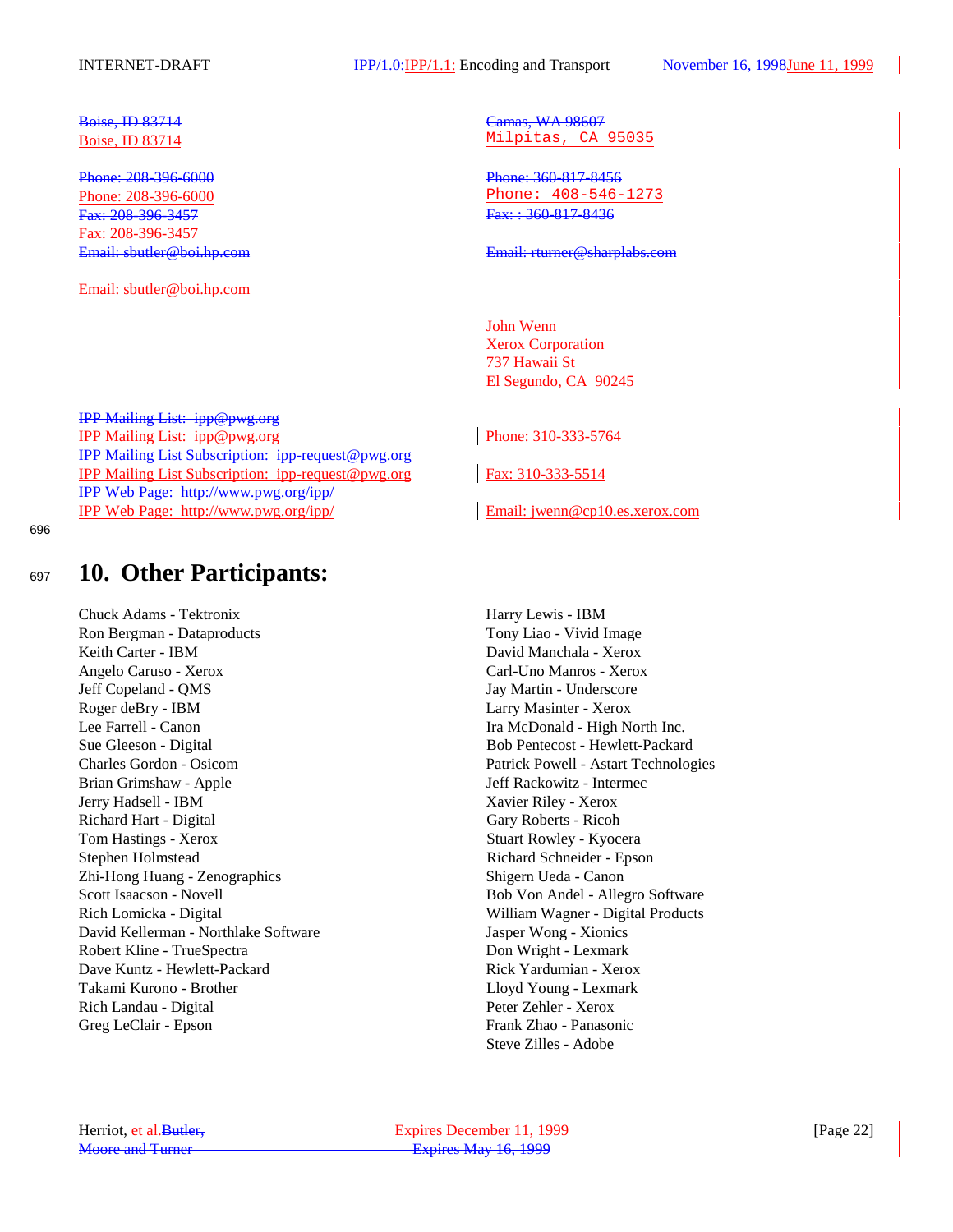Boise, ID 83714
Boise, ID 83714

Phone: 208-396-6000
Phone: 208-396-6000
Fax: 208-396-3457
Fax: 208-396-3457
Email: sbutler@boi.hp.com

Email: sbutler@boi.hp.com

Camas, WA 98607
Milpitas, CA 95035

Phone: 360-817-8456
Phone: 408-546-1273
Fax: : 360-817-8436

Email: rturner@sharplabs.com

John Wenn
Xerox Corporation
737 Hawaii St
El Segundo, CA  90245

Phone: 310-333-5764

Fax: 310-333-5514

Email: jwenn@cp10.es.xerox.com

IPP Mailing List:  ipp@pwg.org
IPP Mailing List:  ipp@pwg.org
IPP Mailing List Subscription:  ipp-request@pwg.org
IPP Mailing List Subscription:  ipp-request@pwg.org
IPP Web Page:  http://www.pwg.org/ipp/
IPP Web Page:  http://www.pwg.org/ipp/

# 10. Other Participants:

Chuck Adams - Tektronix
Ron Bergman - Dataproducts
Keith Carter - IBM
Angelo Caruso - Xerox
Jeff Copeland - QMS
Roger deBry - IBM
Lee Farrell - Canon
Sue Gleeson - Digital
Charles Gordon - Osicom
Brian Grimshaw - Apple
Jerry Hadsell - IBM
Richard Hart - Digital
Tom Hastings - Xerox
Stephen Holmstead
Zhi-Hong Huang - Zenographics
Scott Isaacson - Novell
Rich Lomicka - Digital
David Kellerman - Northlake Software
Robert Kline - TrueSpectra
Dave Kuntz - Hewlett-Packard
Takami Kurono - Brother
Rich Landau - Digital
Greg LeClair - Epson
Harry Lewis - IBM
Tony Liao - Vivid Image
David Manchala - Xerox
Carl-Uno Manros - Xerox
Jay Martin - Underscore
Larry Masinter - Xerox
Ira McDonald - High North Inc.
Bob Pentecost - Hewlett-Packard
Patrick Powell - Astart Technologies
Jeff Rackowitz - Intermec
Xavier Riley - Xerox
Gary Roberts - Ricoh
Stuart Rowley - Kyocera
Richard Schneider - Epson
Shigern Ueda - Canon
Bob Von Andel - Allegro Software
William Wagner - Digital Products
Jasper Wong - Xionics
Don Wright - Lexmark
Rick Yardumian - Xerox
Lloyd Young - Lexmark
Peter Zehler - Xerox
Frank Zhao - Panasonic
Steve Zilles - Adobe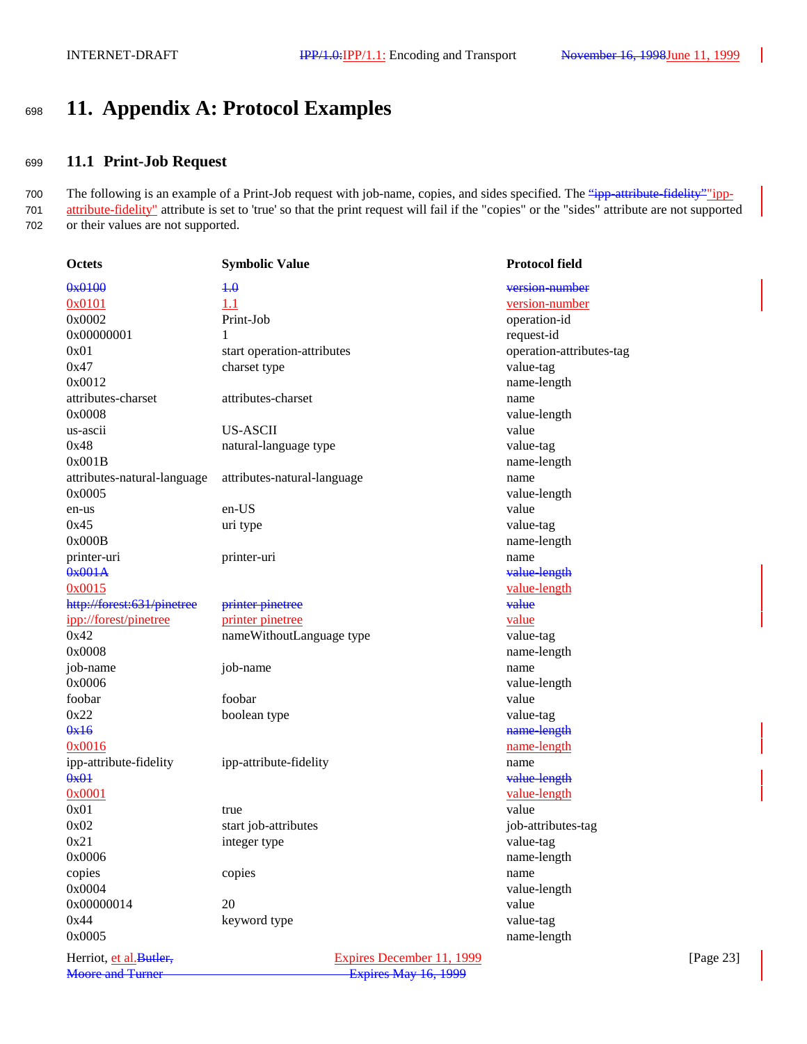# 11. Appendix A: Protocol Examples

## 11.1 Print-Job Request

The following is an example of a Print-Job request with job-name, copies, and sides specified. The ~~"ipp-attribute-fidelity"~~"ipp-attribute-fidelity" attribute is set to 'true' so that the print request will fail if the "copies" or the "sides" attribute are not supported or their values are not supported.

| Octets | Symbolic Value | Protocol field |
|---|---|---|
| ~~0x0100~~ | ~~1.0~~ | ~~version-number~~ |
| 0x0101 | 1.1 | version-number |
| 0x0002 | Print-Job | operation-id |
| 0x00000001 | 1 | request-id |
| 0x01 | start operation-attributes | operation-attributes-tag |
| 0x47 | charset type | value-tag |
| 0x0012 | | name-length |
| attributes-charset | attributes-charset | name |
| 0x0008 | | value-length |
| us-ascii | US-ASCII | value |
| 0x48 | natural-language type | value-tag |
| 0x001B | | name-length |
| attributes-natural-language | attributes-natural-language | name |
| 0x0005 | | value-length |
| en-us | en-US | value |
| 0x45 | uri type | value-tag |
| 0x000B | | name-length |
| printer-uri | printer-uri | name |
| ~~0x001A~~ | | ~~value-length~~ |
| 0x0015 | | value-length |
| ~~http://forest:631/pinetree~~ | ~~printer pinetree~~ | ~~value~~ |
| ipp://forest/pinetree | printer pinetree | value |
| 0x42 | nameWithoutLanguage type | value-tag |
| 0x0008 | | name-length |
| job-name | job-name | name |
| 0x0006 | | value-length |
| foobar | foobar | value |
| 0x22 | boolean type | value-tag |
| ~~0x16~~ | | ~~name-length~~ |
| 0x0016 | | name-length |
| ipp-attribute-fidelity | ipp-attribute-fidelity | name |
| ~~0x01~~ | | ~~value-length~~ |
| 0x0001 | | value-length |
| 0x01 | true | value |
| 0x02 | start job-attributes | job-attributes-tag |
| 0x21 | integer type | value-tag |
| 0x0006 | | name-length |
| copies | copies | name |
| 0x0004 | | value-length |
| 0x00000014 | 20 | value |
| 0x44 | keyword type | value-tag |
| 0x0005 | | name-length |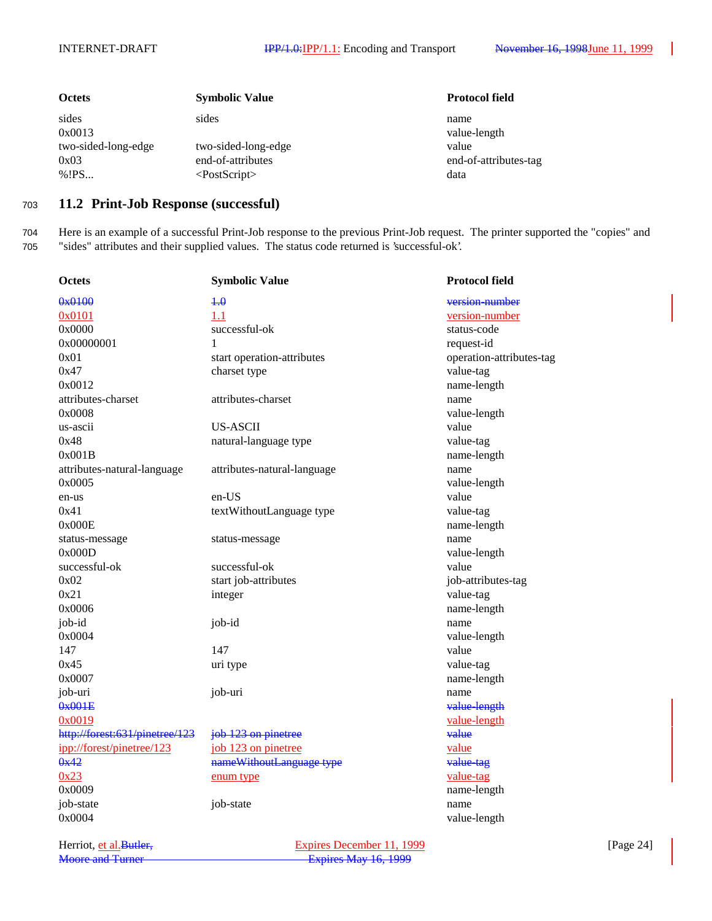| Octets | Symbolic Value | Protocol field |
|---|---|---|
| sides | sides | name |
| 0x0013 | | value-length |
| two-sided-long-edge | two-sided-long-edge | value |
| 0x03 | end-of-attributes | end-of-attributes-tag |
| %!PS... | <PostScript> | data |

## 11.2 Print-Job Response (successful)

Here is an example of a successful Print-Job response to the previous Print-Job request. The printer supported the "copies" and "sides" attributes and their supplied values. The status code returned is 'successful-ok'.

| Octets | Symbolic Value | Protocol field |
|---|---|---|
| ~~0x0100~~ | ~~1.0~~ | ~~version-number~~ |
| 0x0101 | 1.1 | version-number |
| 0x0000 | successful-ok | status-code |
| 0x00000001 | 1 | request-id |
| 0x01 | start operation-attributes | operation-attributes-tag |
| 0x47 | charset type | value-tag |
| 0x0012 | | name-length |
| attributes-charset | attributes-charset | name |
| 0x0008 | | value-length |
| us-ascii | US-ASCII | value |
| 0x48 | natural-language type | value-tag |
| 0x001B | | name-length |
| attributes-natural-language | attributes-natural-language | name |
| 0x0005 | | value-length |
| en-us | en-US | value |
| 0x41 | textWithoutLanguage type | value-tag |
| 0x000E | | name-length |
| status-message | status-message | name |
| 0x000D | | value-length |
| successful-ok | successful-ok | value |
| 0x02 | start job-attributes | job-attributes-tag |
| 0x21 | integer | value-tag |
| 0x0006 | | name-length |
| job-id | job-id | name |
| 0x0004 | | value-length |
| 147 | 147 | value |
| 0x45 | uri type | value-tag |
| 0x0007 | | name-length |
| job-uri | job-uri | name |
| ~~0x001E~~ | | ~~value-length~~ |
| 0x0019 | | value-length |
| ~~http://forest:631/pinetree/123~~ | ~~job 123 on pinetree~~ | ~~value~~ |
| ipp://forest/pinetree/123 | job 123 on pinetree | value |
| ~~0x42~~ | ~~nameWithoutLanguage type~~ | ~~value-tag~~ |
| 0x23 | enum type | value-tag |
| 0x0009 | | name-length |
| job-state | job-state | name |
| 0x0004 | | value-length |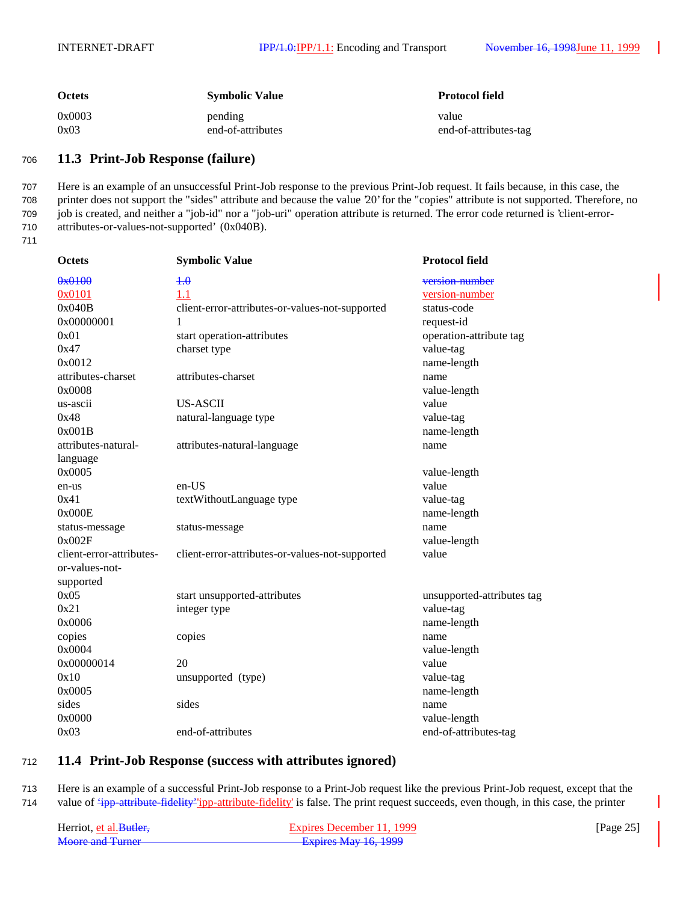| Octets | Symbolic Value | Protocol field |
|---|---|---|
| 0x0003 | pending | value |
| 0x03 | end-of-attributes | end-of-attributes-tag |

## 11.3 Print-Job Response (failure)

Here is an example of an unsuccessful Print-Job response to the previous Print-Job request. It fails because, in this case, the printer does not support the "sides" attribute and because the value '20' for the "copies" attribute is not supported. Therefore, no job is created, and neither a "job-id" nor a "job-uri" operation attribute is returned. The error code returned is 'client-error-attributes-or-values-not-supported' (0x040B).

| Octets | Symbolic Value | Protocol field |
|---|---|---|
| ~~0x0100~~ | ~~1.0~~ | ~~version-number~~ |
| 0x0101 | 1.1 | version-number |
| 0x040B | client-error-attributes-or-values-not-supported | status-code |
| 0x00000001 | 1 | request-id |
| 0x01 | start operation-attributes | operation-attribute tag |
| 0x47 | charset type | value-tag |
| 0x0012 | | name-length |
| attributes-charset | attributes-charset | name |
| 0x0008 | | value-length |
| us-ascii | US-ASCII | value |
| 0x48 | natural-language type | value-tag |
| 0x001B | | name-length |
| attributes-natural-language | attributes-natural-language | name |
| 0x0005 | | value-length |
| en-us | en-US | value |
| 0x41 | textWithoutLanguage type | value-tag |
| 0x000E | | name-length |
| status-message | status-message | name |
| 0x002F | | value-length |
| client-error-attributes-or-values-not-supported | client-error-attributes-or-values-not-supported | value |
| 0x05 | start unsupported-attributes | unsupported-attributes tag |
| 0x21 | integer type | value-tag |
| 0x0006 | | name-length |
| copies | copies | name |
| 0x0004 | | value-length |
| 0x00000014 | 20 | value |
| 0x10 | unsupported (type) | value-tag |
| 0x0005 | | name-length |
| sides | sides | name |
| 0x0000 | | value-length |
| 0x03 | end-of-attributes | end-of-attributes-tag |

## 11.4 Print-Job Response (success with attributes ignored)

Here is an example of a successful Print-Job response to a Print-Job request like the previous Print-Job request, except that the value of ~~'ipp-attribute-fidelity'~~'ipp-attribute-fidelity' is false. The print request succeeds, even though, in this case, the printer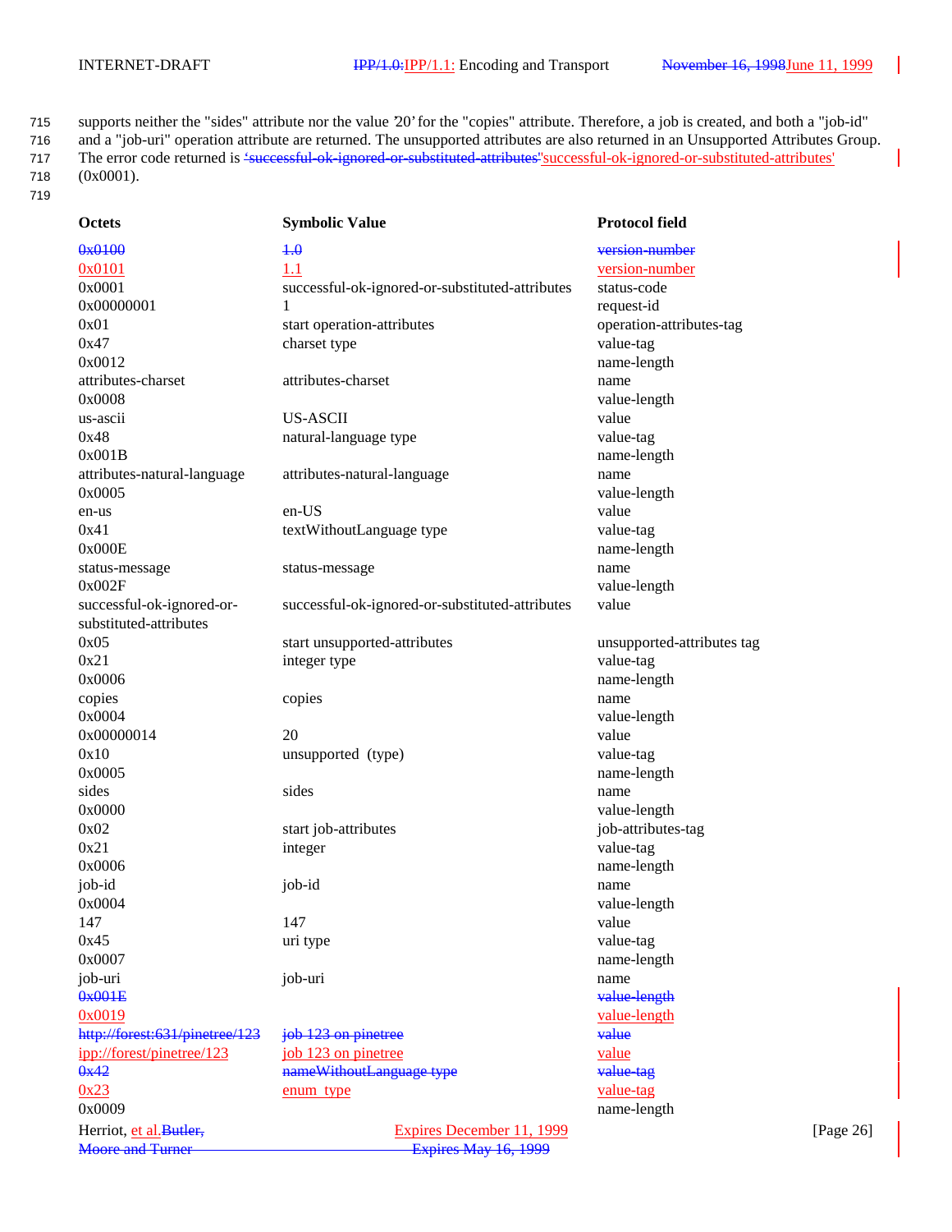supports neither the "sides" attribute nor the value '20' for the "copies" attribute. Therefore, a job is created, and both a "job-id" and a "job-uri" operation attribute are returned. The unsupported attributes are also returned in an Unsupported Attributes Group. The error code returned is ~~'successful-ok-ignored-or-substituted-attributes'~~'successful-ok-ignored-or-substituted-attributes' (0x0001).

| Octets | Symbolic Value | Protocol field |
|---|---|---|
| ~~0x0100~~ | ~~1.0~~ | ~~version-number~~ |
| 0x0101 | 1.1 | version-number |
| 0x0001 | successful-ok-ignored-or-substituted-attributes | status-code |
| 0x00000001 | 1 | request-id |
| 0x01 | start operation-attributes | operation-attributes-tag |
| 0x47 | charset type | value-tag |
| 0x0012 | | name-length |
| attributes-charset | attributes-charset | name |
| 0x0008 | | value-length |
| us-ascii | US-ASCII | value |
| 0x48 | natural-language type | value-tag |
| 0x001B | | name-length |
| attributes-natural-language | attributes-natural-language | name |
| 0x0005 | | value-length |
| en-us | en-US | value |
| 0x41 | textWithoutLanguage type | value-tag |
| 0x000E | | name-length |
| status-message | status-message | name |
| 0x002F | | value-length |
| successful-ok-ignored-or-substituted-attributes | successful-ok-ignored-or-substituted-attributes | value |
| 0x05 | start unsupported-attributes | unsupported-attributes tag |
| 0x21 | integer type | value-tag |
| 0x0006 | | name-length |
| copies | copies | name |
| 0x0004 | | value-length |
| 0x00000014 | 20 | value |
| 0x10 | unsupported (type) | value-tag |
| 0x0005 | | name-length |
| sides | sides | name |
| 0x0000 | | value-length |
| 0x02 | start job-attributes | job-attributes-tag |
| 0x21 | integer | value-tag |
| 0x0006 | | name-length |
| job-id | job-id | name |
| 0x0004 | | value-length |
| 147 | 147 | value |
| 0x45 | uri type | value-tag |
| 0x0007 | | name-length |
| job-uri | job-uri | name |
| ~~0x001E~~ | | ~~value-length~~ |
| 0x0019 | | value-length |
| ~~http://forest:631/pinetree/123~~ | ~~job 123 on pinetree~~ | ~~value~~ |
| ipp://forest/pinetree/123 | job 123 on pinetree | value |
| ~~0x42~~ | ~~nameWithoutLanguage type~~ | ~~value-tag~~ |
| 0x23 | enum type | value-tag |
| 0x0009 | | name-length |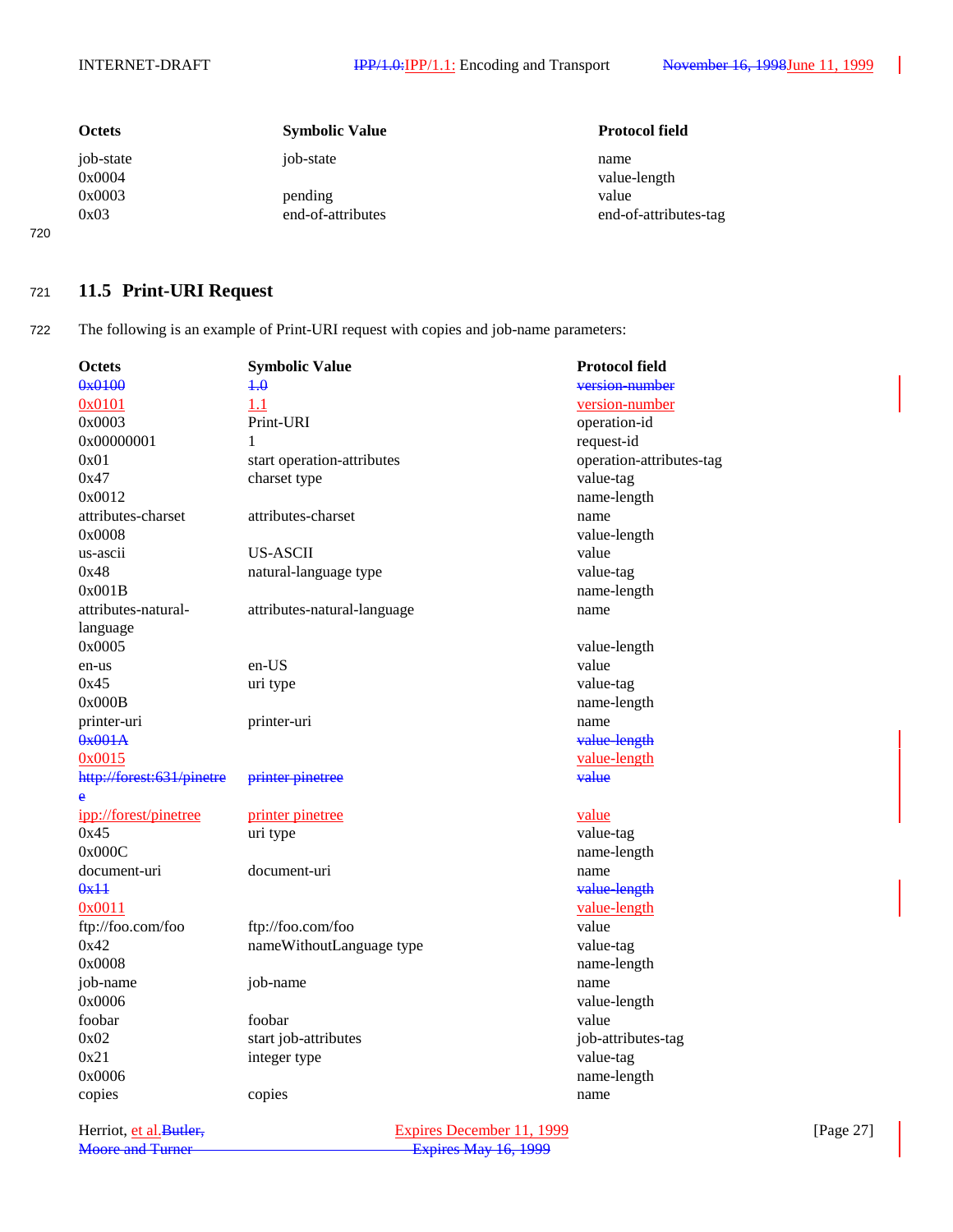| Octets | Symbolic Value | Protocol field |
|---|---|---|
| job-state | job-state | name |
| 0x0004 | | value-length |
| 0x0003 | pending | value |
| 0x03 | end-of-attributes | end-of-attributes-tag |

## 11.5 Print-URI Request

The following is an example of Print-URI request with copies and job-name parameters:

| Octets | Symbolic Value | Protocol field |
|---|---|---|
| ~~0x0100~~ | ~~1.0~~ | ~~version-number~~ |
| 0x0101 | 1.1 | version-number |
| 0x0003 | Print-URI | operation-id |
| 0x00000001 | 1 | request-id |
| 0x01 | start operation-attributes | operation-attributes-tag |
| 0x47 | charset type | value-tag |
| 0x0012 | | name-length |
| attributes-charset | attributes-charset | name |
| 0x0008 | | value-length |
| us-ascii | US-ASCII | value |
| 0x48 | natural-language type | value-tag |
| 0x001B | | name-length |
| attributes-natural-language | attributes-natural-language | name |
| 0x0005 | | value-length |
| en-us | en-US | value |
| 0x45 | uri type | value-tag |
| 0x000B | | name-length |
| printer-uri | printer-uri | name |
| ~~0x001A~~ | | ~~value-length~~ |
| 0x0015 | | value-length |
| ~~http://forest:631/pinetree~~ | ~~printer pinetree~~ | ~~value~~ |
| ipp://forest/pinetree | printer pinetree | value |
| 0x45 | uri type | value-tag |
| 0x000C | | name-length |
| document-uri | document-uri | name |
| ~~0x11~~ | | ~~value-length~~ |
| 0x0011 | | value-length |
| ftp://foo.com/foo | ftp://foo.com/foo | value |
| 0x42 | nameWithoutLanguage type | value-tag |
| 0x0008 | | name-length |
| job-name | job-name | name |
| 0x0006 | | value-length |
| foobar | foobar | value |
| 0x02 | start job-attributes | job-attributes-tag |
| 0x21 | integer type | value-tag |
| 0x0006 | | name-length |
| copies | copies | name |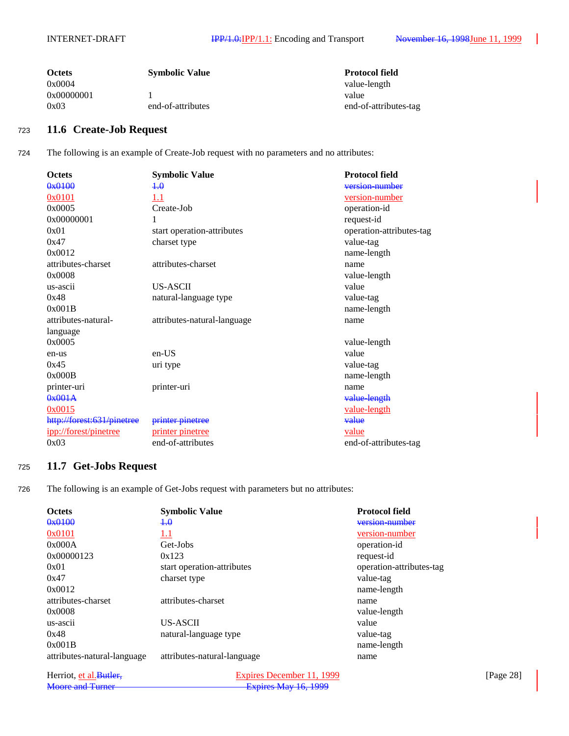| Octets | Symbolic Value | Protocol field |
|---|---|---|
| 0x0004 | | value-length |
| 0x00000001 | 1 | value |
| 0x03 | end-of-attributes | end-of-attributes-tag |

## 11.6 Create-Job Request

The following is an example of Create-Job request with no parameters and no attributes:

| Octets | Symbolic Value | Protocol field |
|---|---|---|
| ~~0x0100~~ | ~~1.0~~ | ~~version-number~~ |
| 0x0101 | 1.1 | version-number |
| 0x0005 | Create-Job | operation-id |
| 0x00000001 | 1 | request-id |
| 0x01 | start operation-attributes | operation-attributes-tag |
| 0x47 | charset type | value-tag |
| 0x0012 | | name-length |
| attributes-charset | attributes-charset | name |
| 0x0008 | | value-length |
| us-ascii | US-ASCII | value |
| 0x48 | natural-language type | value-tag |
| 0x001B | | name-length |
| attributes-natural-language | attributes-natural-language | name |
| 0x0005 | | value-length |
| en-us | en-US | value |
| 0x45 | uri type | value-tag |
| 0x000B | | name-length |
| printer-uri | printer-uri | name |
| ~~0x001A~~ | | ~~value-length~~ |
| 0x0015 | | value-length |
| ~~http://forest:631/pinetree~~ | ~~printer pinetree~~ | ~~value~~ |
| ipp://forest/pinetree | printer pinetree | value |
| 0x03 | end-of-attributes | end-of-attributes-tag |

## 11.7 Get-Jobs Request

The following is an example of Get-Jobs request with parameters but no attributes:

| Octets | Symbolic Value | Protocol field |
|---|---|---|
| ~~0x0100~~ | ~~1.0~~ | ~~version-number~~ |
| 0x0101 | 1.1 | version-number |
| 0x000A | Get-Jobs | operation-id |
| 0x00000123 | 0x123 | request-id |
| 0x01 | start operation-attributes | operation-attributes-tag |
| 0x47 | charset type | value-tag |
| 0x0012 | | name-length |
| attributes-charset | attributes-charset | name |
| 0x0008 | | value-length |
| us-ascii | US-ASCII | value |
| 0x48 | natural-language type | value-tag |
| 0x001B | | name-length |
| attributes-natural-language | attributes-natural-language | name |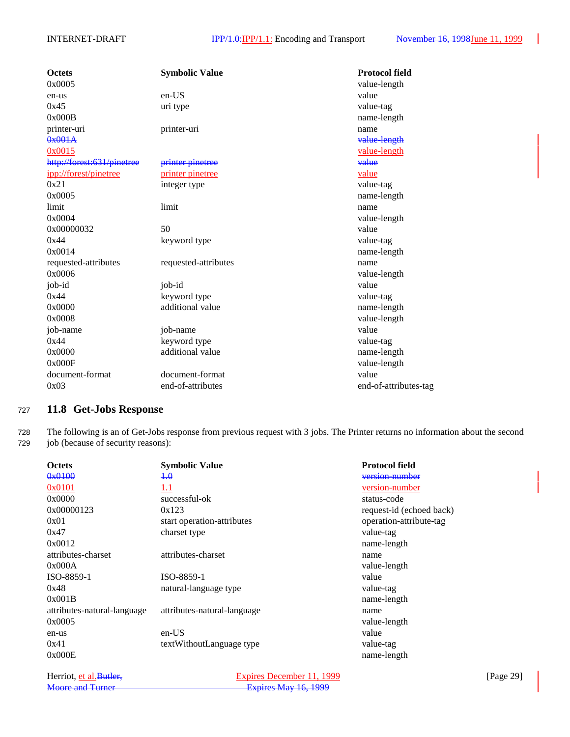| Octets | Symbolic Value | Protocol field |
|---|---|---|
| 0x0005 | | value-length |
| en-us | en-US | value |
| 0x45 | uri type | value-tag |
| 0x000B | | name-length |
| printer-uri | printer-uri | name |
| ~~0x001A~~ | | ~~value-length~~ |
| 0x0015 | | value-length |
| ~~http://forest:631/pinetree~~ | ~~printer pinetree~~ | ~~value~~ |
| ipp://forest/pinetree | printer pinetree | value |
| 0x21 | integer type | value-tag |
| 0x0005 | | name-length |
| limit | limit | name |
| 0x0004 | | value-length |
| 0x00000032 | 50 | value |
| 0x44 | keyword type | value-tag |
| 0x0014 | | name-length |
| requested-attributes | requested-attributes | name |
| 0x0006 | | value-length |
| job-id | job-id | value |
| 0x44 | keyword type | value-tag |
| 0x0000 | additional value | name-length |
| 0x0008 | | value-length |
| job-name | job-name | value |
| 0x44 | keyword type | value-tag |
| 0x0000 | additional value | name-length |
| 0x000F | | value-length |
| document-format | document-format | value |
| 0x03 | end-of-attributes | end-of-attributes-tag |

## 11.8 Get-Jobs Response

The following is an of Get-Jobs response from previous request with 3 jobs. The Printer returns no information about the second job (because of security reasons):

| Octets | Symbolic Value | Protocol field |
|---|---|---|
| ~~0x0100~~ | ~~1.0~~ | ~~version-number~~ |
| 0x0101 | 1.1 | version-number |
| 0x0000 | successful-ok | status-code |
| 0x00000123 | 0x123 | request-id (echoed back) |
| 0x01 | start operation-attributes | operation-attribute-tag |
| 0x47 | charset type | value-tag |
| 0x0012 | | name-length |
| attributes-charset | attributes-charset | name |
| 0x000A | | value-length |
| ISO-8859-1 | ISO-8859-1 | value |
| 0x48 | natural-language type | value-tag |
| 0x001B | | name-length |
| attributes-natural-language | attributes-natural-language | name |
| 0x0005 | | value-length |
| en-us | en-US | value |
| 0x41 | textWithoutLanguage type | value-tag |
| 0x000E | | name-length |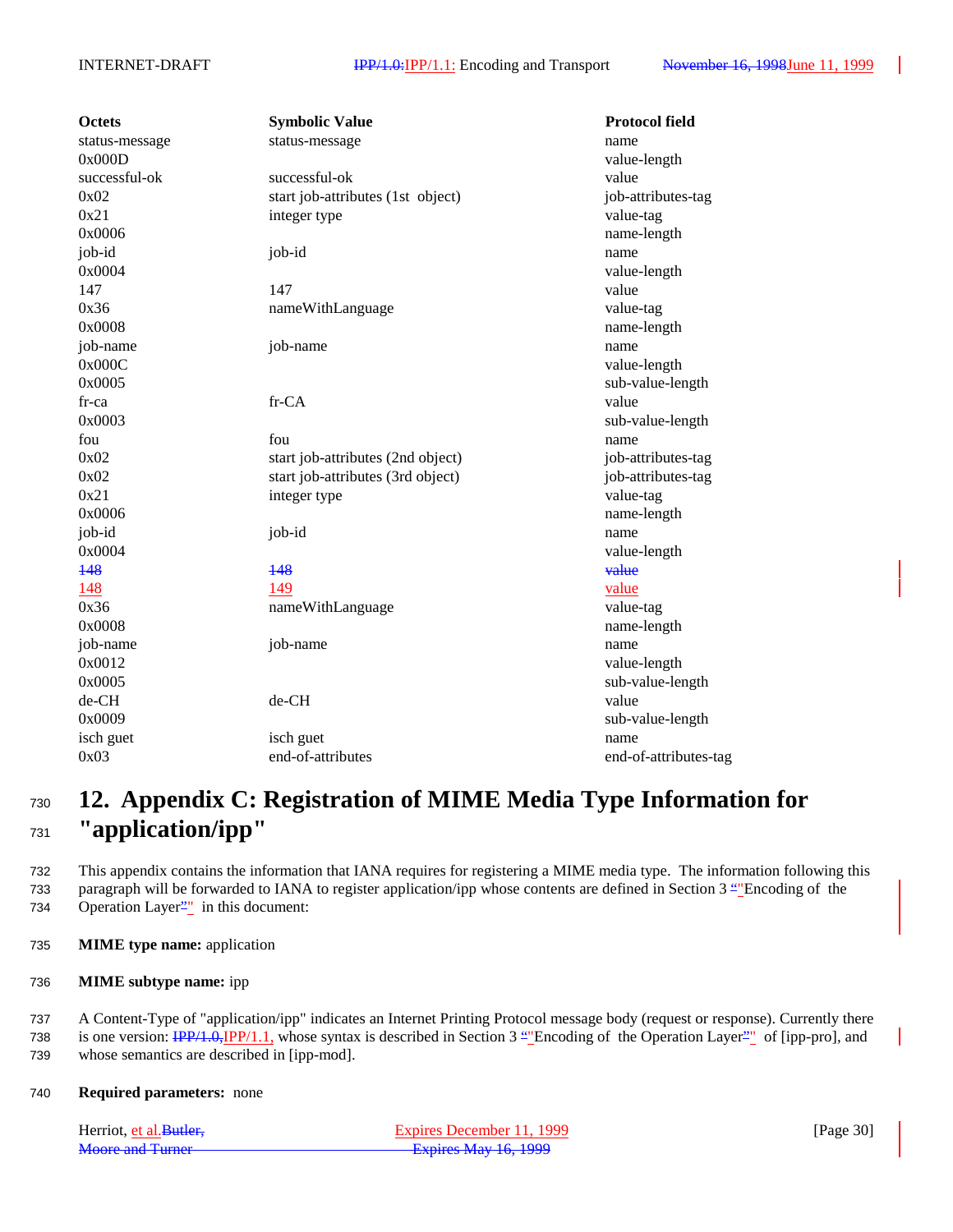| Octets | Symbolic Value | Protocol field |
|---|---|---|
| status-message | status-message | name |
| 0x000D | | value-length |
| successful-ok | successful-ok | value |
| 0x02 | start job-attributes (1st object) | job-attributes-tag |
| 0x21 | integer type | value-tag |
| 0x0006 | | name-length |
| job-id | job-id | name |
| 0x0004 | | value-length |
| 147 | 147 | value |
| 0x36 | nameWithLanguage | value-tag |
| 0x0008 | | name-length |
| job-name | job-name | name |
| 0x000C | | value-length |
| 0x0005 | | sub-value-length |
| fr-ca | fr-CA | value |
| 0x0003 | | sub-value-length |
| fou | fou | name |
| 0x02 | start job-attributes (2nd object) | job-attributes-tag |
| 0x02 | start job-attributes (3rd object) | job-attributes-tag |
| 0x21 | integer type | value-tag |
| 0x0006 | | name-length |
| job-id | job-id | name |
| 0x0004 | | value-length |
| ~~148~~ | ~~148~~ | ~~value~~ |
| 148 | 149 | value |
| 0x36 | nameWithLanguage | value-tag |
| 0x0008 | | name-length |
| job-name | job-name | name |
| 0x0012 | | value-length |
| 0x0005 | | sub-value-length |
| de-CH | de-CH | value |
| 0x0009 | | sub-value-length |
| isch guet | isch guet | name |
| 0x03 | end-of-attributes | end-of-attributes-tag |

# 12. Appendix C: Registration of MIME Media Type Information for "application/ipp"

This appendix contains the information that IANA requires for registering a MIME media type. The information following this paragraph will be forwarded to IANA to register application/ipp whose contents are defined in Section 3 "Encoding of the Operation Layer" in this document:

**MIME type name:** application

**MIME subtype name:** ipp

A Content-Type of "application/ipp" indicates an Internet Printing Protocol message body (request or response). Currently there is one version: ~~IPP/1.0,~~IPP/1.1, whose syntax is described in Section 3 "Encoding of the Operation Layer" of [ipp-pro], and whose semantics are described in [ipp-mod].

**Required parameters:** none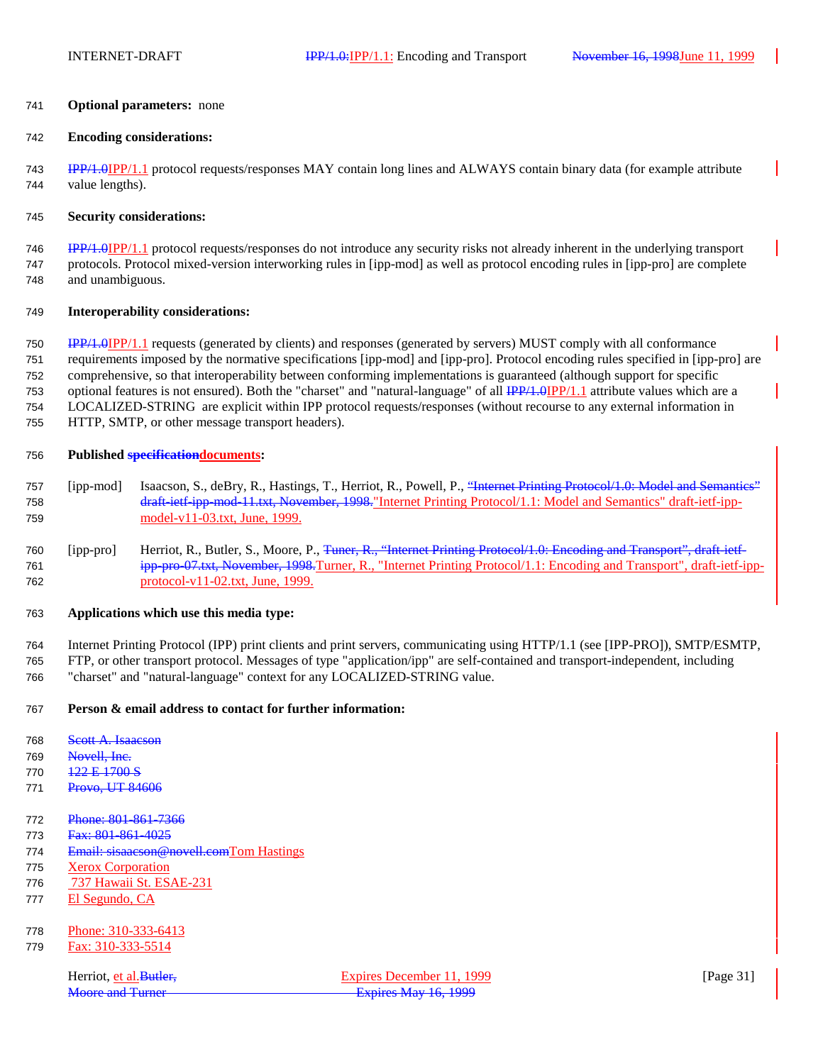**Optional parameters:** none

**Encoding considerations:**

~~IPP/1.0~~IPP/1.1 protocol requests/responses MAY contain long lines and ALWAYS contain binary data (for example attribute value lengths).

**Security considerations:**

~~IPP/1.0~~IPP/1.1 protocol requests/responses do not introduce any security risks not already inherent in the underlying transport protocols. Protocol mixed-version interworking rules in [ipp-mod] as well as protocol encoding rules in [ipp-pro] are complete and unambiguous.

**Interoperability considerations:**

~~IPP/1.0~~IPP/1.1 requests (generated by clients) and responses (generated by servers) MUST comply with all conformance requirements imposed by the normative specifications [ipp-mod] and [ipp-pro]. Protocol encoding rules specified in [ipp-pro] are comprehensive, so that interoperability between conforming implementations is guaranteed (although support for specific optional features is not ensured). Both the "charset" and "natural-language" of all ~~IPP/1.0~~IPP/1.1 attribute values which are a LOCALIZED-STRING are explicit within IPP protocol requests/responses (without recourse to any external information in HTTP, SMTP, or other message transport headers).

**Published ~~specification~~documents:**

[ipp-mod] Isaacson, S., deBry, R., Hastings, T., Herriot, R., Powell, P., ~~"Internet Printing Protocol/1.0: Model and Semantics" draft-ietf-ipp-mod-11.txt, November, 1998.~~"Internet Printing Protocol/1.1: Model and Semantics" draft-ietf-ipp-model-v11-03.txt, June, 1999.

[ipp-pro] Herriot, R., Butler, S., Moore, P., ~~Tuner, R., "Internet Printing Protocol/1.0: Encoding and Transport", draft-ietf-ipp-pro-07.txt, November, 1998.~~Turner, R., "Internet Printing Protocol/1.1: Encoding and Transport", draft-ietf-ipp-protocol-v11-02.txt, June, 1999.

**Applications which use this media type:**

Internet Printing Protocol (IPP) print clients and print servers, communicating using HTTP/1.1 (see [IPP-PRO]), SMTP/ESMTP, FTP, or other transport protocol. Messages of type "application/ipp" are self-contained and transport-independent, including "charset" and "natural-language" context for any LOCALIZED-STRING value.

**Person & email address to contact for further information:**

~~Scott A. Isaacson~~  
~~Novell, Inc.~~  
~~122 E 1700 S~~  
~~Provo, UT 84606~~

~~Phone: 801-861-7366~~  
~~Fax: 801-861-4025~~  
~~Email: sisaacson@novell.com~~Tom Hastings  
Xerox Corporation  
737 Hawaii St. ESAE-231  
El Segundo, CA

Phone: 310-333-6413  
Fax: 310-333-5514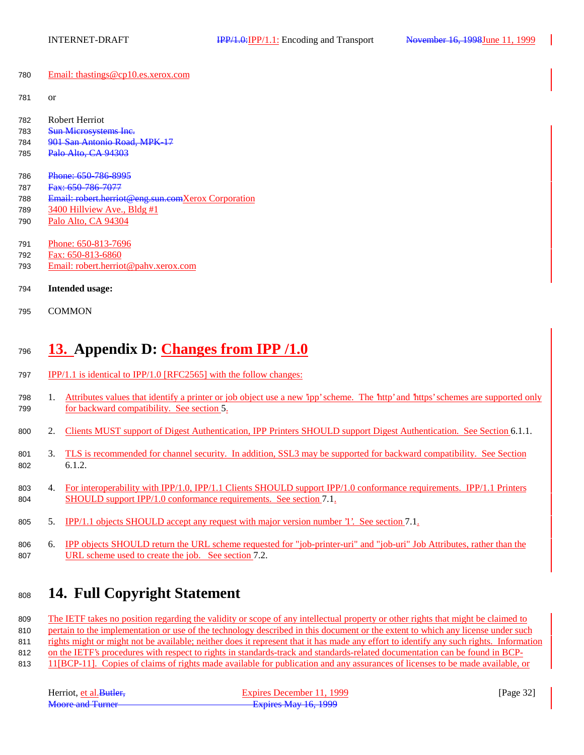Email: thastings@cp10.es.xerox.com

or

Robert Herriot
~~Sun Microsystems Inc.~~
~~901 San Antonio Road, MPK-17~~
~~Palo Alto, CA 94303~~

~~Phone: 650-786-8995~~
~~Fax: 650-786-7077~~
~~Email: robert.herriot@eng.sun.com~~Xerox Corporation
3400 Hillview Ave., Bldg #1
Palo Alto, CA 94304

Phone: 650-813-7696
Fax: 650-813-6860
Email: robert.herriot@pahv.xerox.com

**Intended usage:**

COMMON

# 13. Appendix D: Changes from IPP /1.0

IPP/1.1 is identical to IPP/1.0 [RFC2565] with the follow changes:

1. Attributes values that identify a printer or job object use a new 'ipp' scheme. The 'http' and 'https' schemes are supported only for backward compatibility. See section 5.
2. Clients MUST support of Digest Authentication, IPP Printers SHOULD support Digest Authentication. See Section 6.1.1.
3. TLS is recommended for channel security. In addition, SSL3 may be supported for backward compatibility. See Section 6.1.2.
4. For interoperability with IPP/1.0, IPP/1.1 Clients SHOULD support IPP/1.0 conformance requirements. IPP/1.1 Printers SHOULD support IPP/1.0 conformance requirements. See section 7.1.
5. IPP/1.1 objects SHOULD accept any request with major version number '1'. See section 7.1.
6. IPP objects SHOULD return the URL scheme requested for "job-printer-uri" and "job-uri" Job Attributes, rather than the URL scheme used to create the job. See section 7.2.

# 14. Full Copyright Statement

The IETF takes no position regarding the validity or scope of any intellectual property or other rights that might be claimed to pertain to the implementation or use of the technology described in this document or the extent to which any license under such rights might or might not be available; neither does it represent that it has made any effort to identify any such rights. Information on the IETF's procedures with respect to rights in standards-track and standards-related documentation can be found in BCP-11[BCP-11]. Copies of claims of rights made available for publication and any assurances of licenses to be made available, or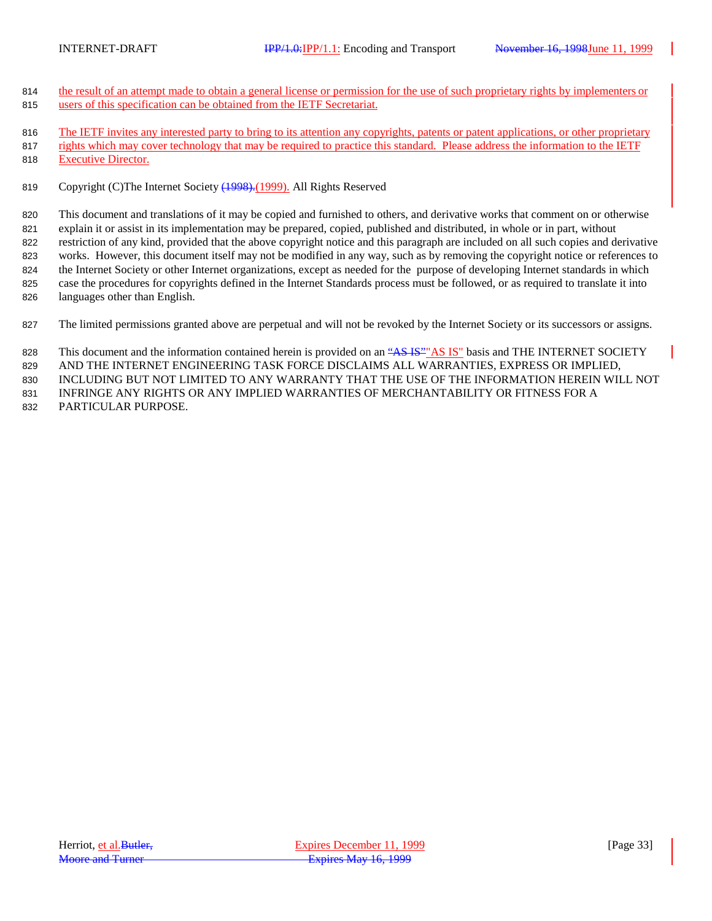the result of an attempt made to obtain a general license or permission for the use of such proprietary rights by implementers or users of this specification can be obtained from the IETF Secretariat.

The IETF invites any interested party to bring to its attention any copyrights, patents or patent applications, or other proprietary rights which may cover technology that may be required to practice this standard. Please address the information to the IETF Executive Director.

Copyright (C)The Internet Society ~~(1998).~~(1999). All Rights Reserved

This document and translations of it may be copied and furnished to others, and derivative works that comment on or otherwise explain it or assist in its implementation may be prepared, copied, published and distributed, in whole or in part, without restriction of any kind, provided that the above copyright notice and this paragraph are included on all such copies and derivative works. However, this document itself may not be modified in any way, such as by removing the copyright notice or references to the Internet Society or other Internet organizations, except as needed for the purpose of developing Internet standards in which case the procedures for copyrights defined in the Internet Standards process must be followed, or as required to translate it into languages other than English.

The limited permissions granted above are perpetual and will not be revoked by the Internet Society or its successors or assigns.

This document and the information contained herein is provided on an ~~“AS IS”~~"AS IS" basis and THE INTERNET SOCIETY AND THE INTERNET ENGINEERING TASK FORCE DISCLAIMS ALL WARRANTIES, EXPRESS OR IMPLIED, INCLUDING BUT NOT LIMITED TO ANY WARRANTY THAT THE USE OF THE INFORMATION HEREIN WILL NOT INFRINGE ANY RIGHTS OR ANY IMPLIED WARRANTIES OF MERCHANTABILITY OR FITNESS FOR A PARTICULAR PURPOSE.